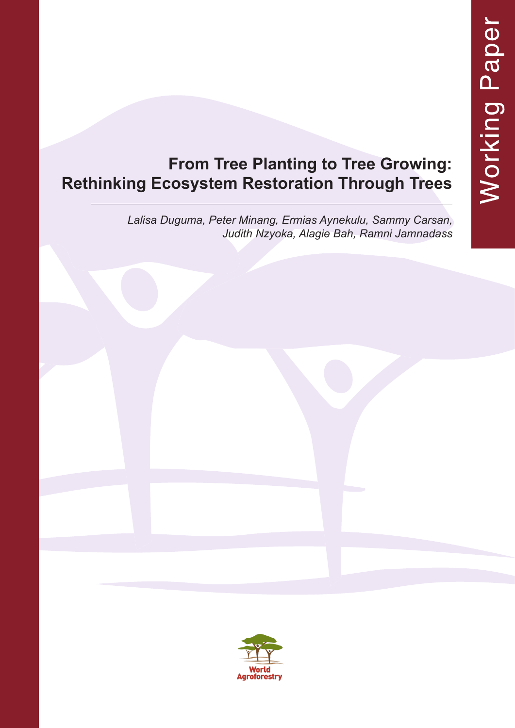Working Paper

# From Tree Planting to Tree Growing: Rethinking Ecosystem Restoration Through Trees

*Lalisa Duguma, Peter Minang, Ermias Aynekulu, Sammy Carsan, Judith Nzyoka, Alagie Bah, Ramni Jamnadass*

World Agroforestry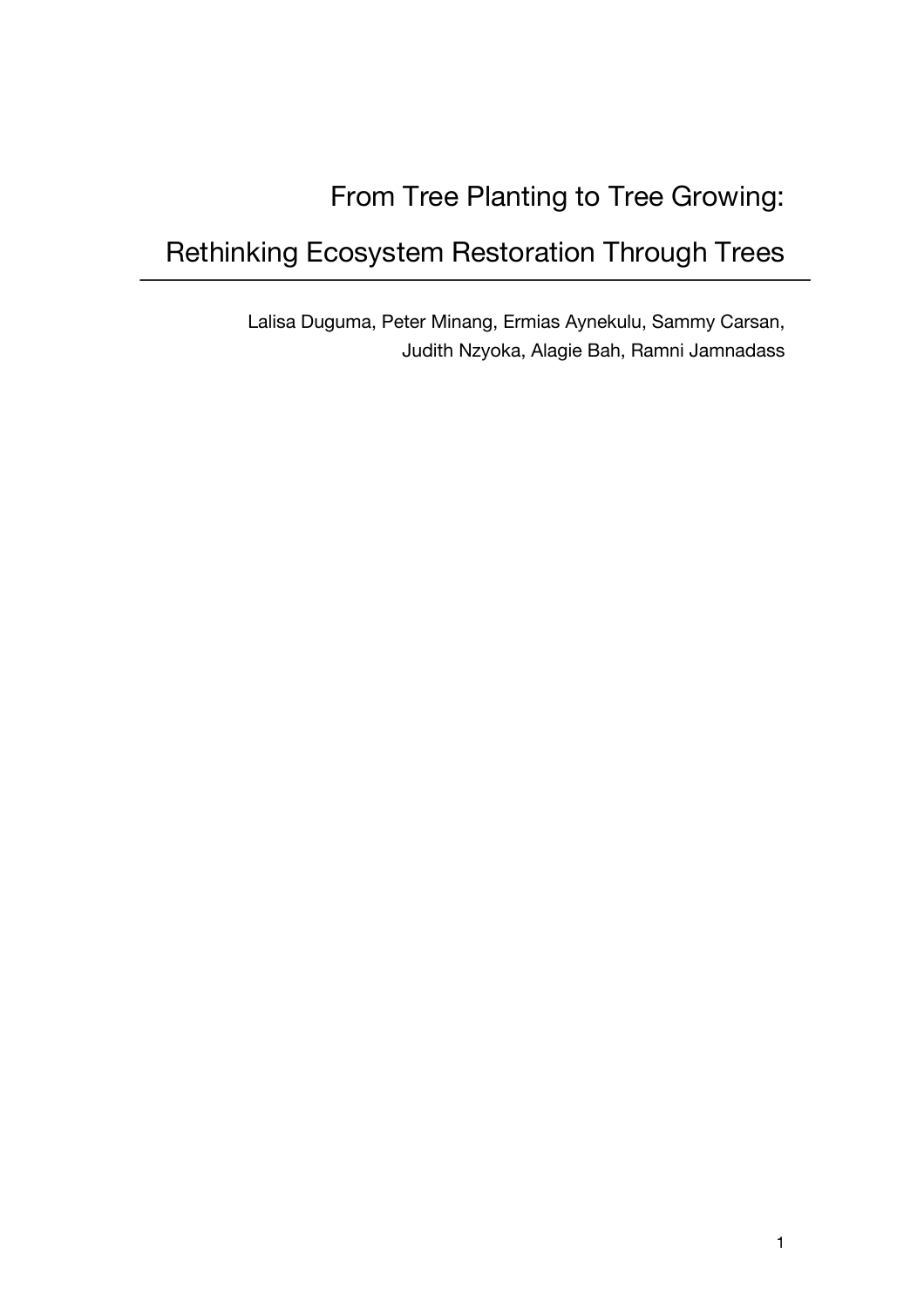# From Tree Planting to Tree Growing:

# Rethinking Ecosystem Restoration Through Trees

Lalisa Duguma, Peter Minang, Ermias Aynekulu, Sammy Carsan, Judith Nzyoka, Alagie Bah, Ramni Jamnadass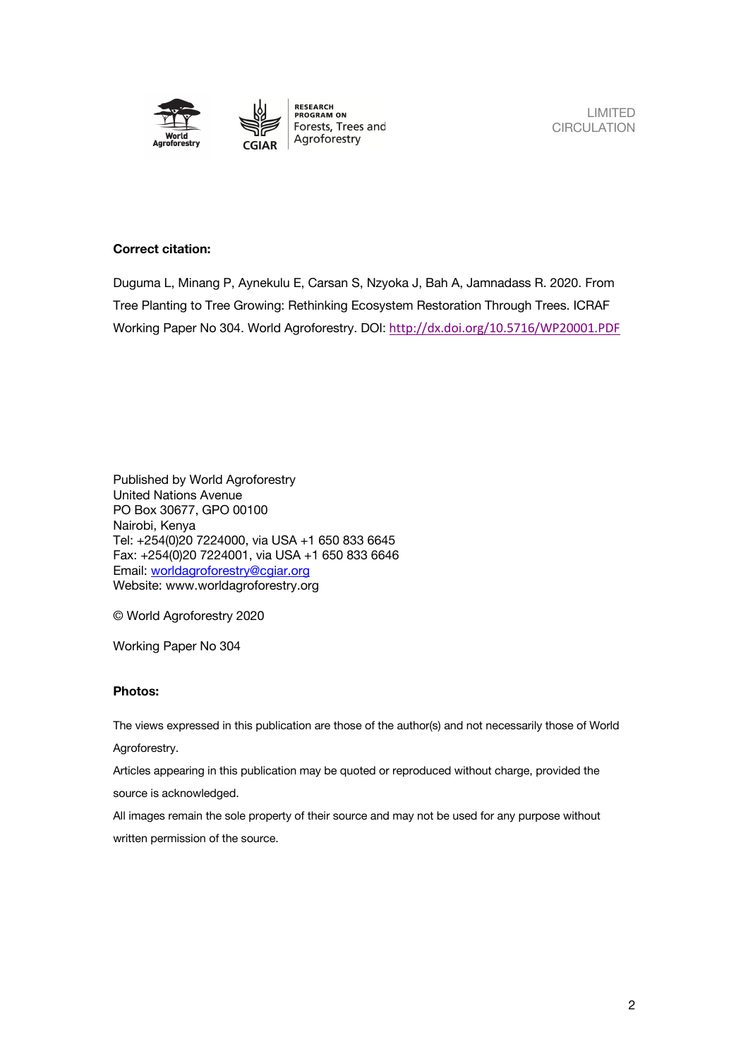LIMITED CIRCULATION

**Correct citation:**

Duguma L, Minang P, Aynekulu E, Carsan S, Nzyoka J, Bah A, Jamnadass R. 2020. From Tree Planting to Tree Growing: Rethinking Ecosystem Restoration Through Trees. ICRAF Working Paper No 304. World Agroforestry. DOI: http://dx.doi.org/10.5716/WP20001.PDF

Published by World Agroforestry
United Nations Avenue
PO Box 30677, GPO 00100
Nairobi, Kenya
Tel: +254(0)20 7224000, via USA +1 650 833 6645
Fax: +254(0)20 7224001, via USA +1 650 833 6646
Email: worldagroforestry@cgiar.org
Website: www.worldagroforestry.org

© World Agroforestry 2020

Working Paper No 304

**Photos:**

The views expressed in this publication are those of the author(s) and not necessarily those of World Agroforestry.

Articles appearing in this publication may be quoted or reproduced without charge, provided the source is acknowledged.

All images remain the sole property of their source and may not be used for any purpose without written permission of the source.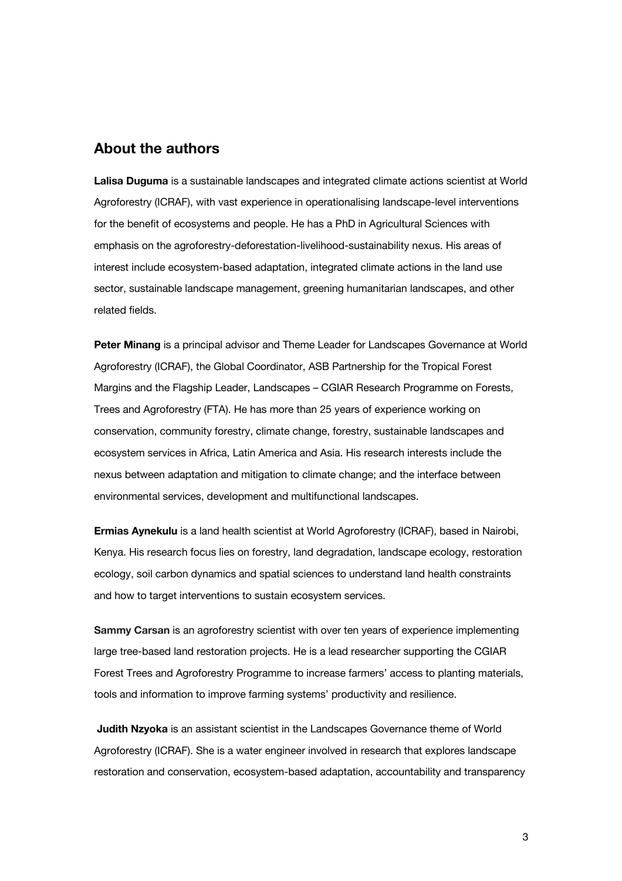## About the authors

**Lalisa Duguma** is a sustainable landscapes and integrated climate actions scientist at World Agroforestry (ICRAF), with vast experience in operationalising landscape-level interventions for the benefit of ecosystems and people. He has a PhD in Agricultural Sciences with emphasis on the agroforestry-deforestation-livelihood-sustainability nexus. His areas of interest include ecosystem-based adaptation, integrated climate actions in the land use sector, sustainable landscape management, greening humanitarian landscapes, and other related fields.

**Peter Minang** is a principal advisor and Theme Leader for Landscapes Governance at World Agroforestry (ICRAF), the Global Coordinator, ASB Partnership for the Tropical Forest Margins and the Flagship Leader, Landscapes – CGIAR Research Programme on Forests, Trees and Agroforestry (FTA). He has more than 25 years of experience working on conservation, community forestry, climate change, forestry, sustainable landscapes and ecosystem services in Africa, Latin America and Asia. His research interests include the nexus between adaptation and mitigation to climate change; and the interface between environmental services, development and multifunctional landscapes.

**Ermias Aynekulu** is a land health scientist at World Agroforestry (ICRAF), based in Nairobi, Kenya. His research focus lies on forestry, land degradation, landscape ecology, restoration ecology, soil carbon dynamics and spatial sciences to understand land health constraints and how to target interventions to sustain ecosystem services.

**Sammy Carsan** is an agroforestry scientist with over ten years of experience implementing large tree-based land restoration projects. He is a lead researcher supporting the CGIAR Forest Trees and Agroforestry Programme to increase farmers' access to planting materials, tools and information to improve farming systems' productivity and resilience.

**Judith Nzyoka** is an assistant scientist in the Landscapes Governance theme of World Agroforestry (ICRAF). She is a water engineer involved in research that explores landscape restoration and conservation, ecosystem-based adaptation, accountability and transparency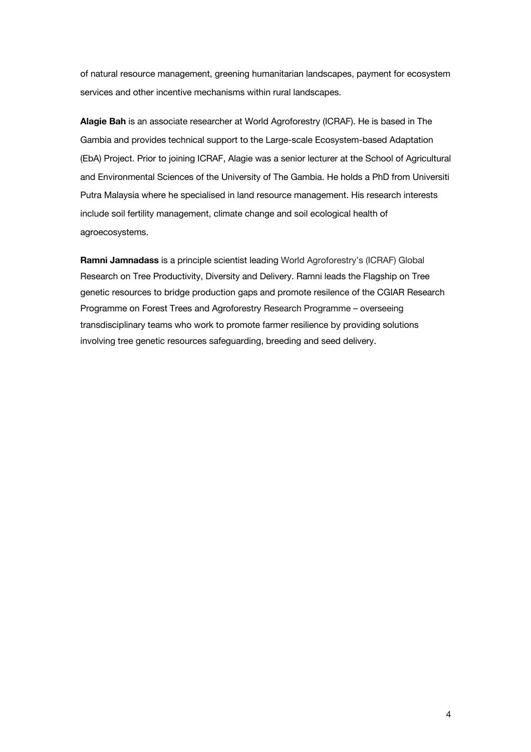of natural resource management, greening humanitarian landscapes, payment for ecosystem services and other incentive mechanisms within rural landscapes.

**Alagie Bah** is an associate researcher at World Agroforestry (ICRAF). He is based in The Gambia and provides technical support to the Large-scale Ecosystem-based Adaptation (EbA) Project. Prior to joining ICRAF, Alagie was a senior lecturer at the School of Agricultural and Environmental Sciences of the University of The Gambia. He holds a PhD from Universiti Putra Malaysia where he specialised in land resource management. His research interests include soil fertility management, climate change and soil ecological health of agroecosystems.

**Ramni Jamnadass** is a principle scientist leading World Agroforestry's (ICRAF) Global Research on Tree Productivity, Diversity and Delivery. Ramni leads the Flagship on Tree genetic resources to bridge production gaps and promote resilence of the CGIAR Research Programme on Forest Trees and Agroforestry Research Programme – overseeing transdisciplinary teams who work to promote farmer resilience by providing solutions involving tree genetic resources safeguarding, breeding and seed delivery.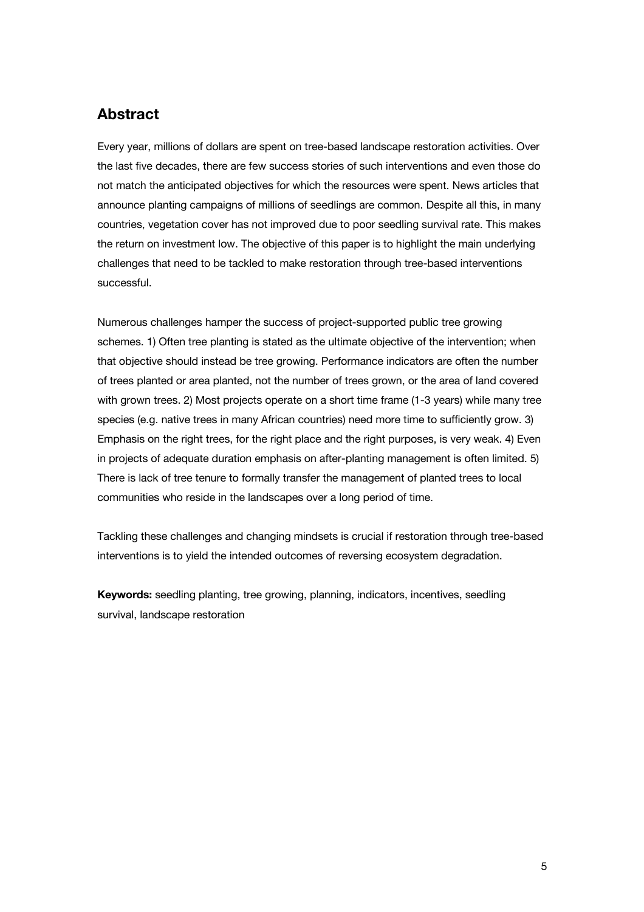## Abstract

Every year, millions of dollars are spent on tree-based landscape restoration activities. Over the last five decades, there are few success stories of such interventions and even those do not match the anticipated objectives for which the resources were spent. News articles that announce planting campaigns of millions of seedlings are common. Despite all this, in many countries, vegetation cover has not improved due to poor seedling survival rate. This makes the return on investment low. The objective of this paper is to highlight the main underlying challenges that need to be tackled to make restoration through tree-based interventions successful.

Numerous challenges hamper the success of project-supported public tree growing schemes. 1) Often tree planting is stated as the ultimate objective of the intervention; when that objective should instead be tree growing. Performance indicators are often the number of trees planted or area planted, not the number of trees grown, or the area of land covered with grown trees. 2) Most projects operate on a short time frame (1-3 years) while many tree species (e.g. native trees in many African countries) need more time to sufficiently grow. 3) Emphasis on the right trees, for the right place and the right purposes, is very weak. 4) Even in projects of adequate duration emphasis on after-planting management is often limited. 5) There is lack of tree tenure to formally transfer the management of planted trees to local communities who reside in the landscapes over a long period of time.

Tackling these challenges and changing mindsets is crucial if restoration through tree-based interventions is to yield the intended outcomes of reversing ecosystem degradation.

**Keywords:** seedling planting, tree growing, planning, indicators, incentives, seedling survival, landscape restoration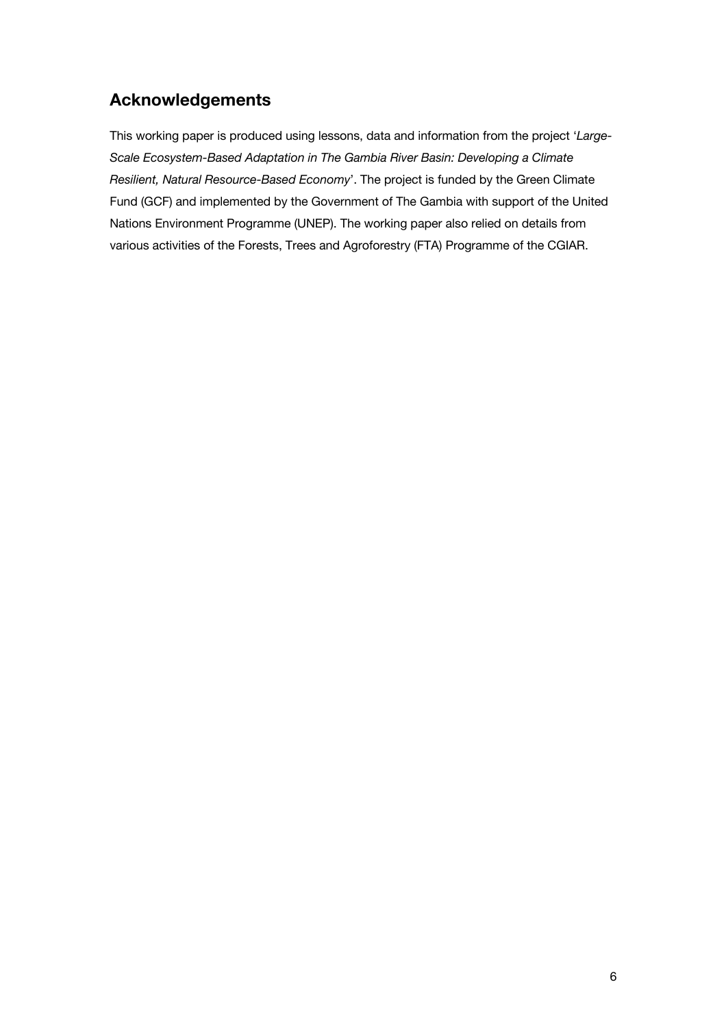## Acknowledgements

This working paper is produced using lessons, data and information from the project '*Large-Scale Ecosystem-Based Adaptation in The Gambia River Basin: Developing a Climate Resilient, Natural Resource-Based Economy*'. The project is funded by the Green Climate Fund (GCF) and implemented by the Government of The Gambia with support of the United Nations Environment Programme (UNEP). The working paper also relied on details from various activities of the Forests, Trees and Agroforestry (FTA) Programme of the CGIAR.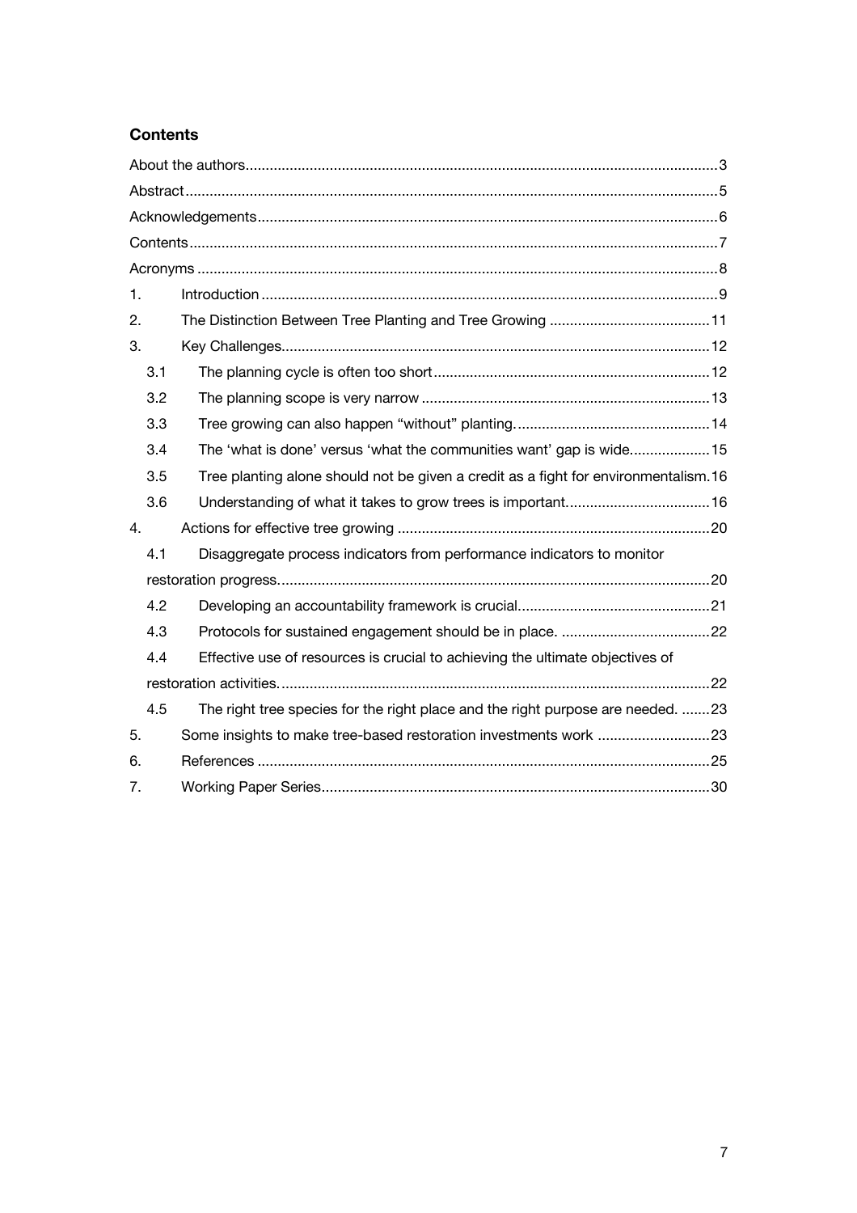## Contents

About the authors .......... 3
Abstract .......... 5
Acknowledgements .......... 6
Contents .......... 7
Acronyms .......... 8

1. Introduction .......... 9
2. The Distinction Between Tree Planting and Tree Growing .......... 11
3. Key Challenges .......... 12
   - 3.1 The planning cycle is often too short .......... 12
   - 3.2 The planning scope is very narrow .......... 13
   - 3.3 Tree growing can also happen “without” planting. .......... 14
   - 3.4 The ‘what is done’ versus ‘what the communities want’ gap is wide. .......... 15
   - 3.5 Tree planting alone should not be given a credit as a fight for environmentalism. .......... 16
   - 3.6 Understanding of what it takes to grow trees is important. .......... 16
4. Actions for effective tree growing .......... 20
   - 4.1 Disaggregate process indicators from performance indicators to monitor restoration progress. .......... 20
   - 4.2 Developing an accountability framework is crucial. .......... 21
   - 4.3 Protocols for sustained engagement should be in place. .......... 22
   - 4.4 Effective use of resources is crucial to achieving the ultimate objectives of restoration activities. .......... 22
   - 4.5 The right tree species for the right place and the right purpose are needed. .......... 23
5. Some insights to make tree-based restoration investments work .......... 23
6. References .......... 25
7. Working Paper Series .......... 30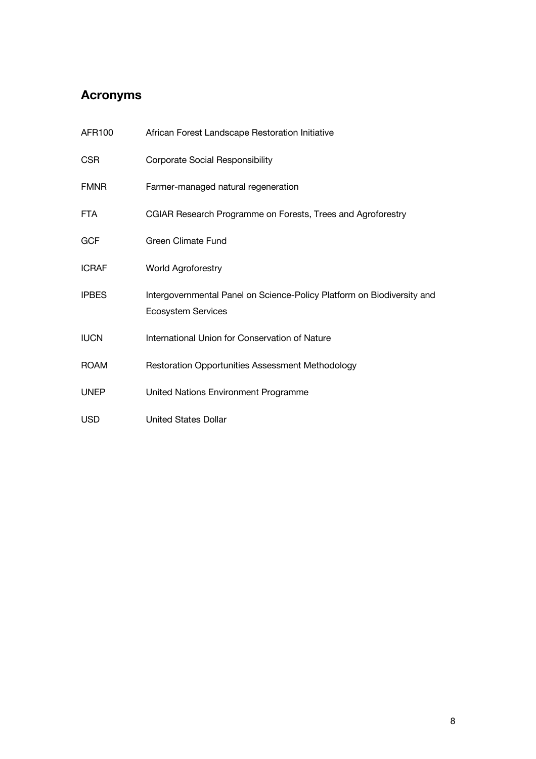## Acronyms

| | |
|---|---|
| AFR100 | African Forest Landscape Restoration Initiative |
| CSR | Corporate Social Responsibility |
| FMNR | Farmer-managed natural regeneration |
| FTA | CGIAR Research Programme on Forests, Trees and Agroforestry |
| GCF | Green Climate Fund |
| ICRAF | World Agroforestry |
| IPBES | Intergovernmental Panel on Science-Policy Platform on Biodiversity and Ecosystem Services |
| IUCN | International Union for Conservation of Nature |
| ROAM | Restoration Opportunities Assessment Methodology |
| UNEP | United Nations Environment Programme |
| USD | United States Dollar |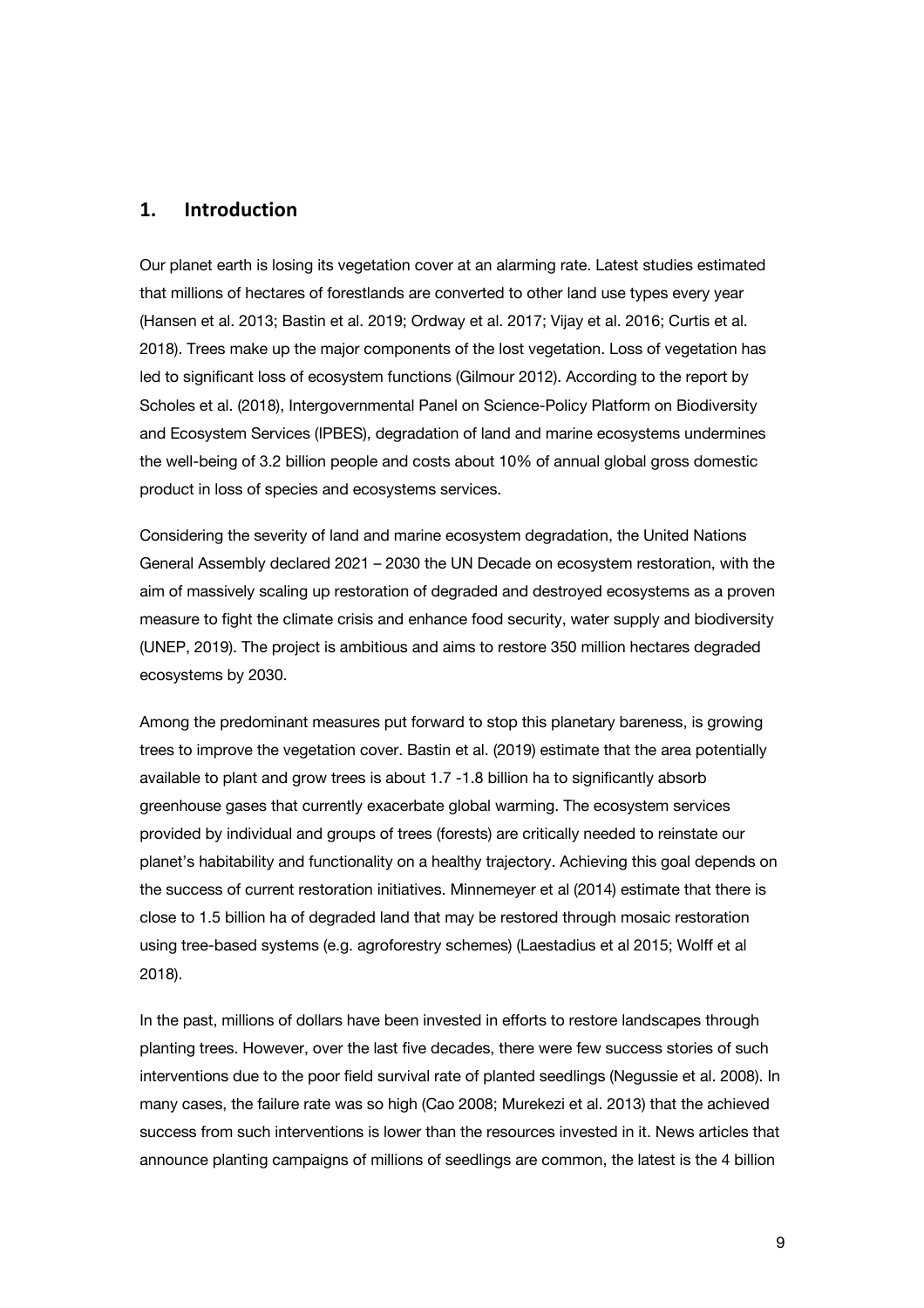## 1. Introduction

Our planet earth is losing its vegetation cover at an alarming rate. Latest studies estimated that millions of hectares of forestlands are converted to other land use types every year (Hansen et al. 2013; Bastin et al. 2019; Ordway et al. 2017; Vijay et al. 2016; Curtis et al. 2018). Trees make up the major components of the lost vegetation. Loss of vegetation has led to significant loss of ecosystem functions (Gilmour 2012). According to the report by Scholes et al. (2018), Intergovernmental Panel on Science-Policy Platform on Biodiversity and Ecosystem Services (IPBES), degradation of land and marine ecosystems undermines the well-being of 3.2 billion people and costs about 10% of annual global gross domestic product in loss of species and ecosystems services.

Considering the severity of land and marine ecosystem degradation, the United Nations General Assembly declared 2021 – 2030 the UN Decade on ecosystem restoration, with the aim of massively scaling up restoration of degraded and destroyed ecosystems as a proven measure to fight the climate crisis and enhance food security, water supply and biodiversity (UNEP, 2019). The project is ambitious and aims to restore 350 million hectares degraded ecosystems by 2030.

Among the predominant measures put forward to stop this planetary bareness, is growing trees to improve the vegetation cover. Bastin et al. (2019) estimate that the area potentially available to plant and grow trees is about 1.7 -1.8 billion ha to significantly absorb greenhouse gases that currently exacerbate global warming. The ecosystem services provided by individual and groups of trees (forests) are critically needed to reinstate our planet's habitability and functionality on a healthy trajectory. Achieving this goal depends on the success of current restoration initiatives. Minnemeyer et al (2014) estimate that there is close to 1.5 billion ha of degraded land that may be restored through mosaic restoration using tree-based systems (e.g. agroforestry schemes) (Laestadius et al 2015; Wolff et al 2018).

In the past, millions of dollars have been invested in efforts to restore landscapes through planting trees. However, over the last five decades, there were few success stories of such interventions due to the poor field survival rate of planted seedlings (Negussie et al. 2008). In many cases, the failure rate was so high (Cao 2008; Murekezi et al. 2013) that the achieved success from such interventions is lower than the resources invested in it. News articles that announce planting campaigns of millions of seedlings are common, the latest is the 4 billion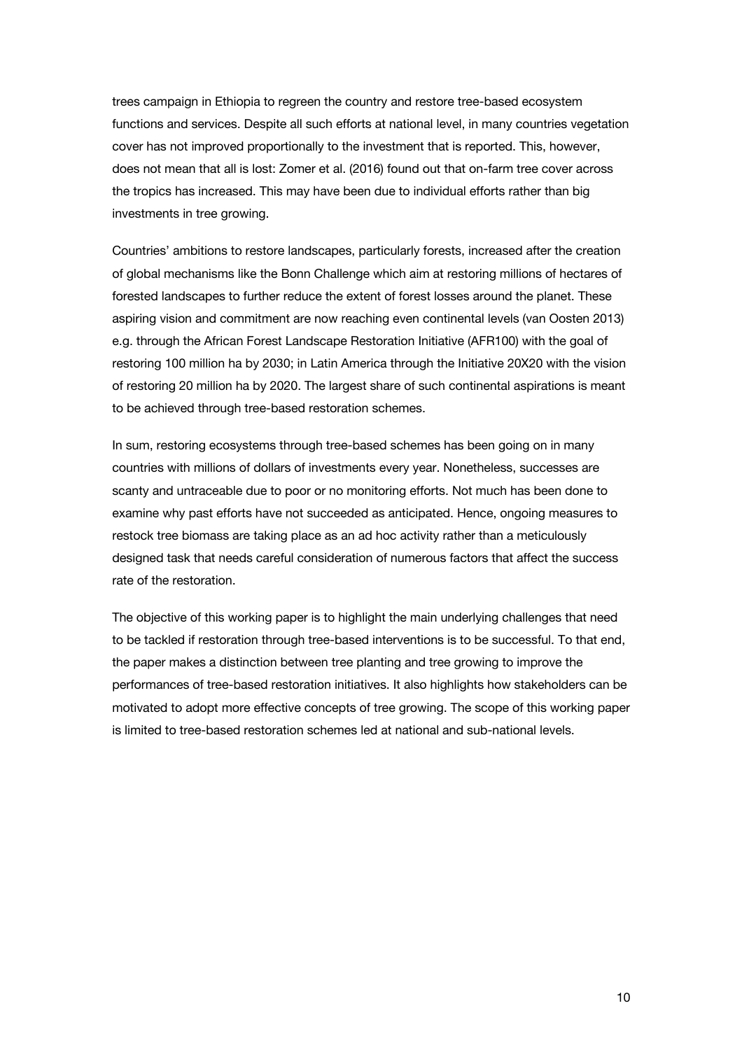trees campaign in Ethiopia to regreen the country and restore tree-based ecosystem functions and services. Despite all such efforts at national level, in many countries vegetation cover has not improved proportionally to the investment that is reported. This, however, does not mean that all is lost: Zomer et al. (2016) found out that on-farm tree cover across the tropics has increased. This may have been due to individual efforts rather than big investments in tree growing.

Countries' ambitions to restore landscapes, particularly forests, increased after the creation of global mechanisms like the Bonn Challenge which aim at restoring millions of hectares of forested landscapes to further reduce the extent of forest losses around the planet. These aspiring vision and commitment are now reaching even continental levels (van Oosten 2013) e.g. through the African Forest Landscape Restoration Initiative (AFR100) with the goal of restoring 100 million ha by 2030; in Latin America through the Initiative 20X20 with the vision of restoring 20 million ha by 2020. The largest share of such continental aspirations is meant to be achieved through tree-based restoration schemes.

In sum, restoring ecosystems through tree-based schemes has been going on in many countries with millions of dollars of investments every year. Nonetheless, successes are scanty and untraceable due to poor or no monitoring efforts. Not much has been done to examine why past efforts have not succeeded as anticipated. Hence, ongoing measures to restock tree biomass are taking place as an ad hoc activity rather than a meticulously designed task that needs careful consideration of numerous factors that affect the success rate of the restoration.

The objective of this working paper is to highlight the main underlying challenges that need to be tackled if restoration through tree-based interventions is to be successful. To that end, the paper makes a distinction between tree planting and tree growing to improve the performances of tree-based restoration initiatives. It also highlights how stakeholders can be motivated to adopt more effective concepts of tree growing. The scope of this working paper is limited to tree-based restoration schemes led at national and sub-national levels.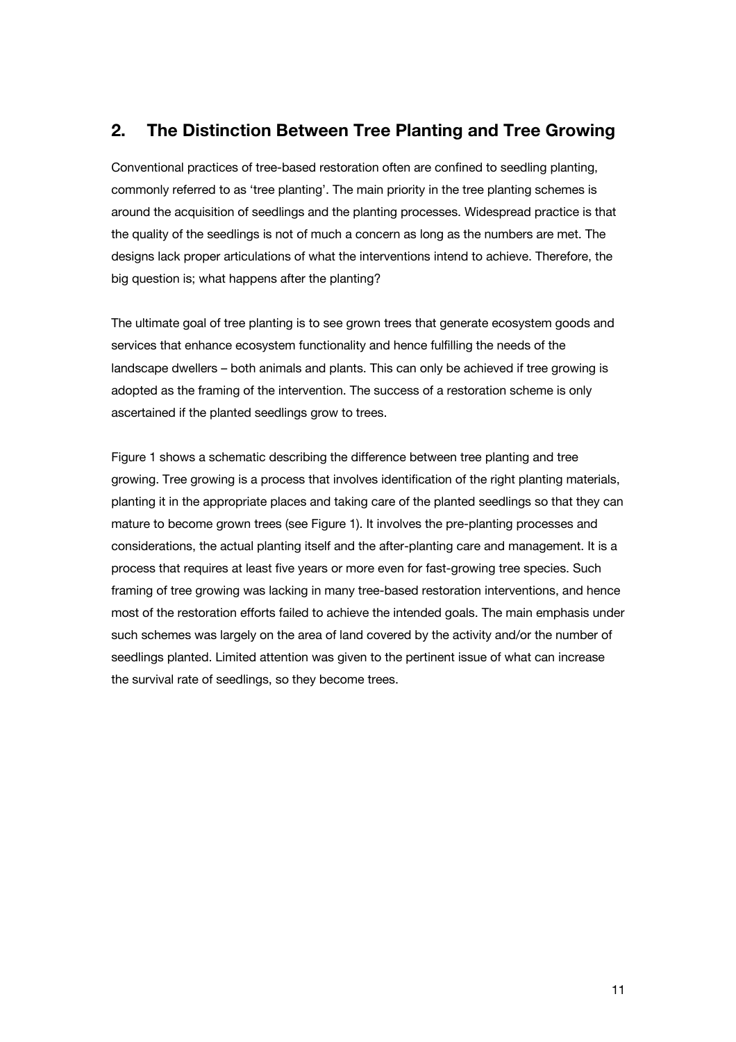## 2. The Distinction Between Tree Planting and Tree Growing

Conventional practices of tree-based restoration often are confined to seedling planting, commonly referred to as 'tree planting'. The main priority in the tree planting schemes is around the acquisition of seedlings and the planting processes. Widespread practice is that the quality of the seedlings is not of much a concern as long as the numbers are met. The designs lack proper articulations of what the interventions intend to achieve. Therefore, the big question is; what happens after the planting?

The ultimate goal of tree planting is to see grown trees that generate ecosystem goods and services that enhance ecosystem functionality and hence fulfilling the needs of the landscape dwellers – both animals and plants. This can only be achieved if tree growing is adopted as the framing of the intervention. The success of a restoration scheme is only ascertained if the planted seedlings grow to trees.

Figure 1 shows a schematic describing the difference between tree planting and tree growing. Tree growing is a process that involves identification of the right planting materials, planting it in the appropriate places and taking care of the planted seedlings so that they can mature to become grown trees (see Figure 1). It involves the pre-planting processes and considerations, the actual planting itself and the after-planting care and management. It is a process that requires at least five years or more even for fast-growing tree species. Such framing of tree growing was lacking in many tree-based restoration interventions, and hence most of the restoration efforts failed to achieve the intended goals. The main emphasis under such schemes was largely on the area of land covered by the activity and/or the number of seedlings planted. Limited attention was given to the pertinent issue of what can increase the survival rate of seedlings, so they become trees.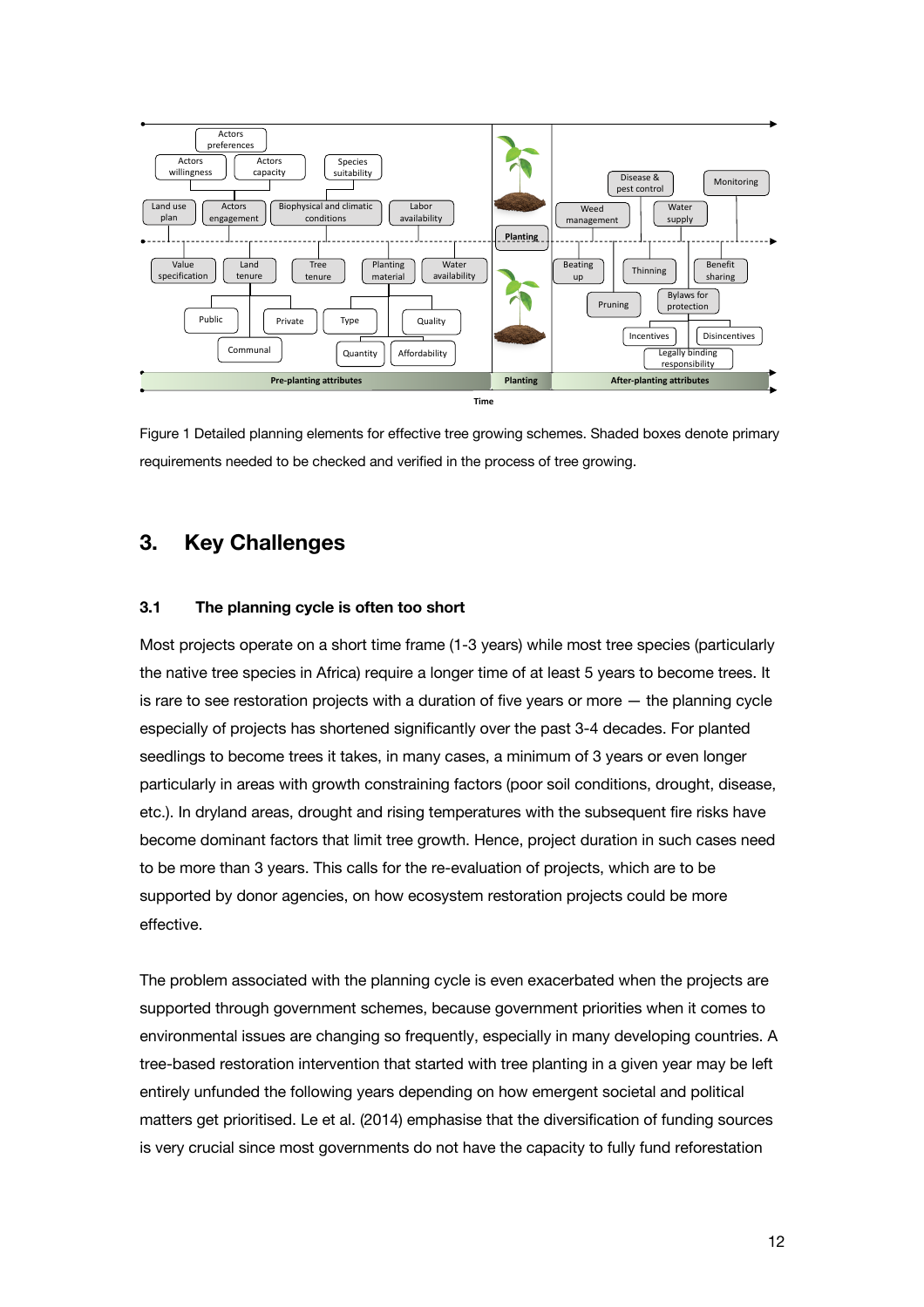Figure 1 Detailed planning elements for effective tree growing schemes. Shaded boxes denote primary requirements needed to be checked and verified in the process of tree growing.

## 3. Key Challenges

### 3.1 The planning cycle is often too short

Most projects operate on a short time frame (1-3 years) while most tree species (particularly the native tree species in Africa) require a longer time of at least 5 years to become trees. It is rare to see restoration projects with a duration of five years or more — the planning cycle especially of projects has shortened significantly over the past 3-4 decades. For planted seedlings to become trees it takes, in many cases, a minimum of 3 years or even longer particularly in areas with growth constraining factors (poor soil conditions, drought, disease, etc.). In dryland areas, drought and rising temperatures with the subsequent fire risks have become dominant factors that limit tree growth. Hence, project duration in such cases need to be more than 3 years. This calls for the re-evaluation of projects, which are to be supported by donor agencies, on how ecosystem restoration projects could be more effective.

The problem associated with the planning cycle is even exacerbated when the projects are supported through government schemes, because government priorities when it comes to environmental issues are changing so frequently, especially in many developing countries. A tree-based restoration intervention that started with tree planting in a given year may be left entirely unfunded the following years depending on how emergent societal and political matters get prioritised. Le et al. (2014) emphasise that the diversification of funding sources is very crucial since most governments do not have the capacity to fully fund reforestation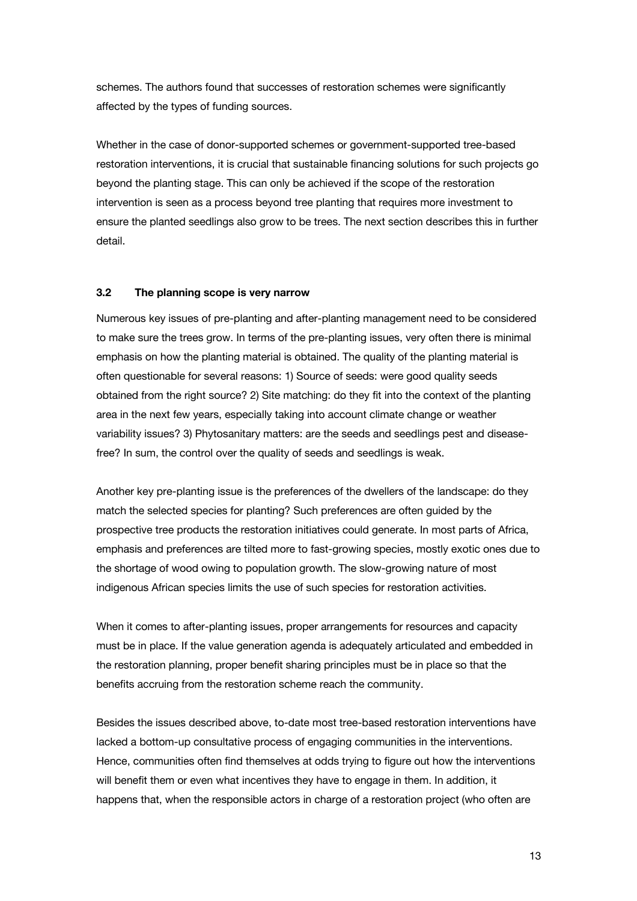schemes. The authors found that successes of restoration schemes were significantly affected by the types of funding sources.

Whether in the case of donor-supported schemes or government-supported tree-based restoration interventions, it is crucial that sustainable financing solutions for such projects go beyond the planting stage. This can only be achieved if the scope of the restoration intervention is seen as a process beyond tree planting that requires more investment to ensure the planted seedlings also grow to be trees. The next section describes this in further detail.

### 3.2 The planning scope is very narrow

Numerous key issues of pre-planting and after-planting management need to be considered to make sure the trees grow. In terms of the pre-planting issues, very often there is minimal emphasis on how the planting material is obtained. The quality of the planting material is often questionable for several reasons: 1) Source of seeds: were good quality seeds obtained from the right source? 2) Site matching: do they fit into the context of the planting area in the next few years, especially taking into account climate change or weather variability issues? 3) Phytosanitary matters: are the seeds and seedlings pest and disease-free? In sum, the control over the quality of seeds and seedlings is weak.

Another key pre-planting issue is the preferences of the dwellers of the landscape: do they match the selected species for planting? Such preferences are often guided by the prospective tree products the restoration initiatives could generate. In most parts of Africa, emphasis and preferences are tilted more to fast-growing species, mostly exotic ones due to the shortage of wood owing to population growth. The slow-growing nature of most indigenous African species limits the use of such species for restoration activities.

When it comes to after-planting issues, proper arrangements for resources and capacity must be in place. If the value generation agenda is adequately articulated and embedded in the restoration planning, proper benefit sharing principles must be in place so that the benefits accruing from the restoration scheme reach the community.

Besides the issues described above, to-date most tree-based restoration interventions have lacked a bottom-up consultative process of engaging communities in the interventions. Hence, communities often find themselves at odds trying to figure out how the interventions will benefit them or even what incentives they have to engage in them. In addition, it happens that, when the responsible actors in charge of a restoration project (who often are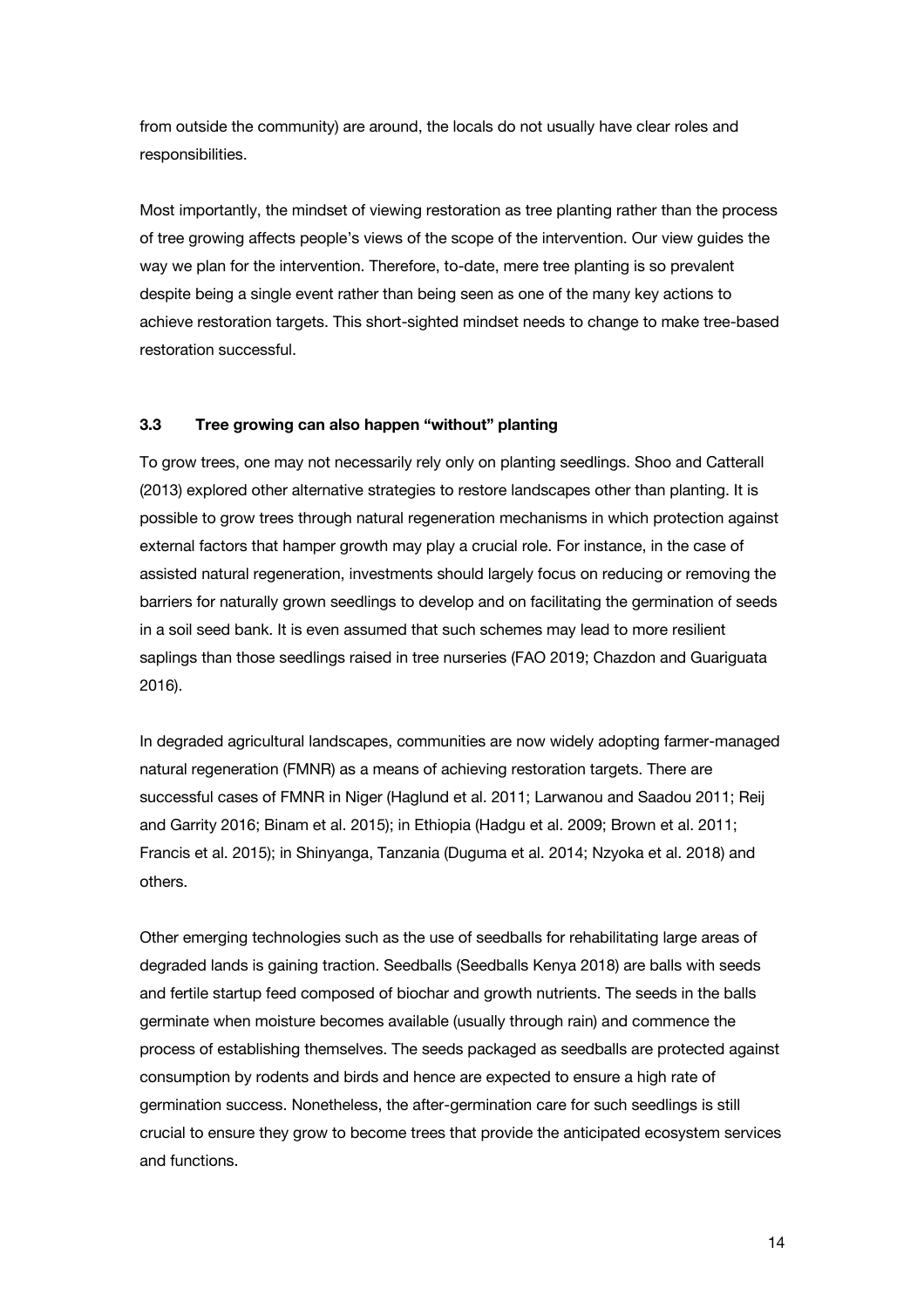from outside the community) are around, the locals do not usually have clear roles and responsibilities.

Most importantly, the mindset of viewing restoration as tree planting rather than the process of tree growing affects people's views of the scope of the intervention. Our view guides the way we plan for the intervention. Therefore, to-date, mere tree planting is so prevalent despite being a single event rather than being seen as one of the many key actions to achieve restoration targets. This short-sighted mindset needs to change to make tree-based restoration successful.

### 3.3 Tree growing can also happen "without" planting

To grow trees, one may not necessarily rely only on planting seedlings. Shoo and Catterall (2013) explored other alternative strategies to restore landscapes other than planting. It is possible to grow trees through natural regeneration mechanisms in which protection against external factors that hamper growth may play a crucial role. For instance, in the case of assisted natural regeneration, investments should largely focus on reducing or removing the barriers for naturally grown seedlings to develop and on facilitating the germination of seeds in a soil seed bank. It is even assumed that such schemes may lead to more resilient saplings than those seedlings raised in tree nurseries (FAO 2019; Chazdon and Guariguata 2016).

In degraded agricultural landscapes, communities are now widely adopting farmer-managed natural regeneration (FMNR) as a means of achieving restoration targets. There are successful cases of FMNR in Niger (Haglund et al. 2011; Larwanou and Saadou 2011; Reij and Garrity 2016; Binam et al. 2015); in Ethiopia (Hadgu et al. 2009; Brown et al. 2011; Francis et al. 2015); in Shinyanga, Tanzania (Duguma et al. 2014; Nzyoka et al. 2018) and others.

Other emerging technologies such as the use of seedballs for rehabilitating large areas of degraded lands is gaining traction. Seedballs (Seedballs Kenya 2018) are balls with seeds and fertile startup feed composed of biochar and growth nutrients. The seeds in the balls germinate when moisture becomes available (usually through rain) and commence the process of establishing themselves. The seeds packaged as seedballs are protected against consumption by rodents and birds and hence are expected to ensure a high rate of germination success. Nonetheless, the after-germination care for such seedlings is still crucial to ensure they grow to become trees that provide the anticipated ecosystem services and functions.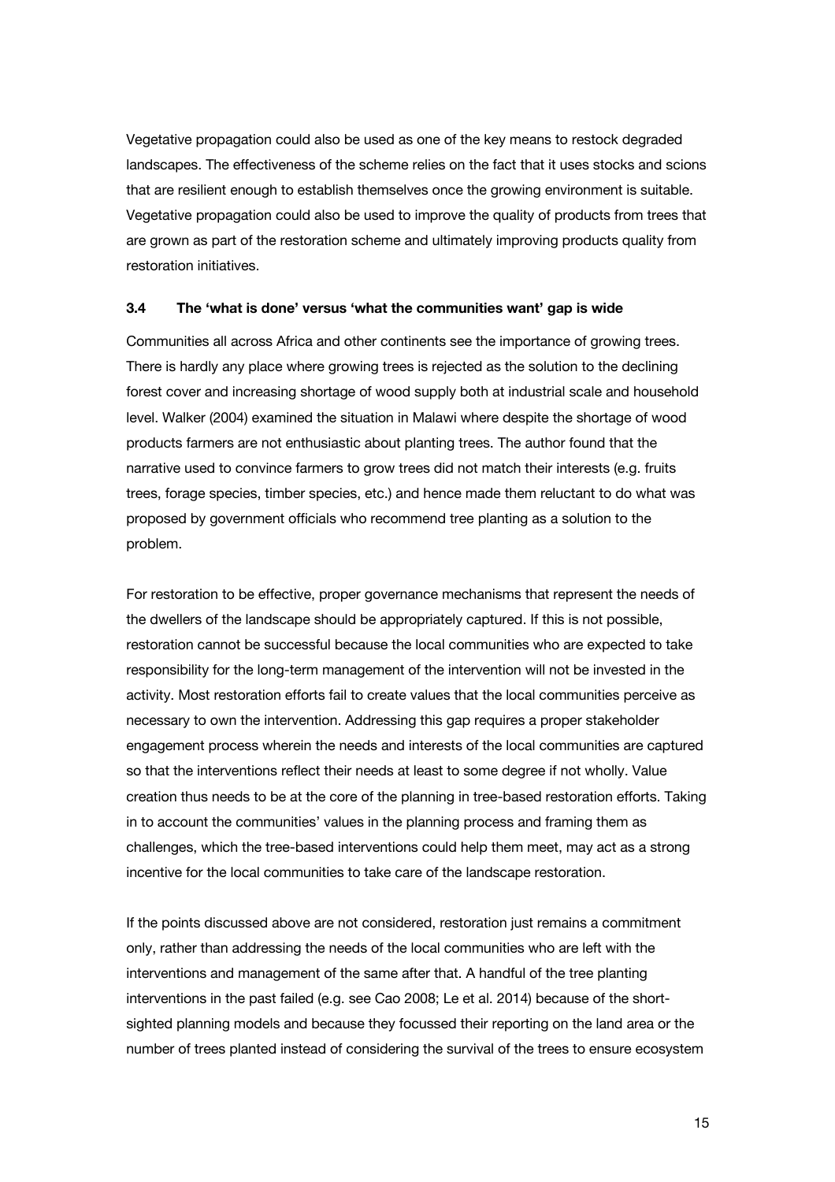Vegetative propagation could also be used as one of the key means to restock degraded landscapes. The effectiveness of the scheme relies on the fact that it uses stocks and scions that are resilient enough to establish themselves once the growing environment is suitable. Vegetative propagation could also be used to improve the quality of products from trees that are grown as part of the restoration scheme and ultimately improving products quality from restoration initiatives.

### 3.4 The 'what is done' versus 'what the communities want' gap is wide

Communities all across Africa and other continents see the importance of growing trees. There is hardly any place where growing trees is rejected as the solution to the declining forest cover and increasing shortage of wood supply both at industrial scale and household level. Walker (2004) examined the situation in Malawi where despite the shortage of wood products farmers are not enthusiastic about planting trees. The author found that the narrative used to convince farmers to grow trees did not match their interests (e.g. fruits trees, forage species, timber species, etc.) and hence made them reluctant to do what was proposed by government officials who recommend tree planting as a solution to the problem.

For restoration to be effective, proper governance mechanisms that represent the needs of the dwellers of the landscape should be appropriately captured. If this is not possible, restoration cannot be successful because the local communities who are expected to take responsibility for the long-term management of the intervention will not be invested in the activity. Most restoration efforts fail to create values that the local communities perceive as necessary to own the intervention. Addressing this gap requires a proper stakeholder engagement process wherein the needs and interests of the local communities are captured so that the interventions reflect their needs at least to some degree if not wholly. Value creation thus needs to be at the core of the planning in tree-based restoration efforts. Taking in to account the communities' values in the planning process and framing them as challenges, which the tree-based interventions could help them meet, may act as a strong incentive for the local communities to take care of the landscape restoration.

If the points discussed above are not considered, restoration just remains a commitment only, rather than addressing the needs of the local communities who are left with the interventions and management of the same after that. A handful of the tree planting interventions in the past failed (e.g. see Cao 2008; Le et al. 2014) because of the short-sighted planning models and because they focussed their reporting on the land area or the number of trees planted instead of considering the survival of the trees to ensure ecosystem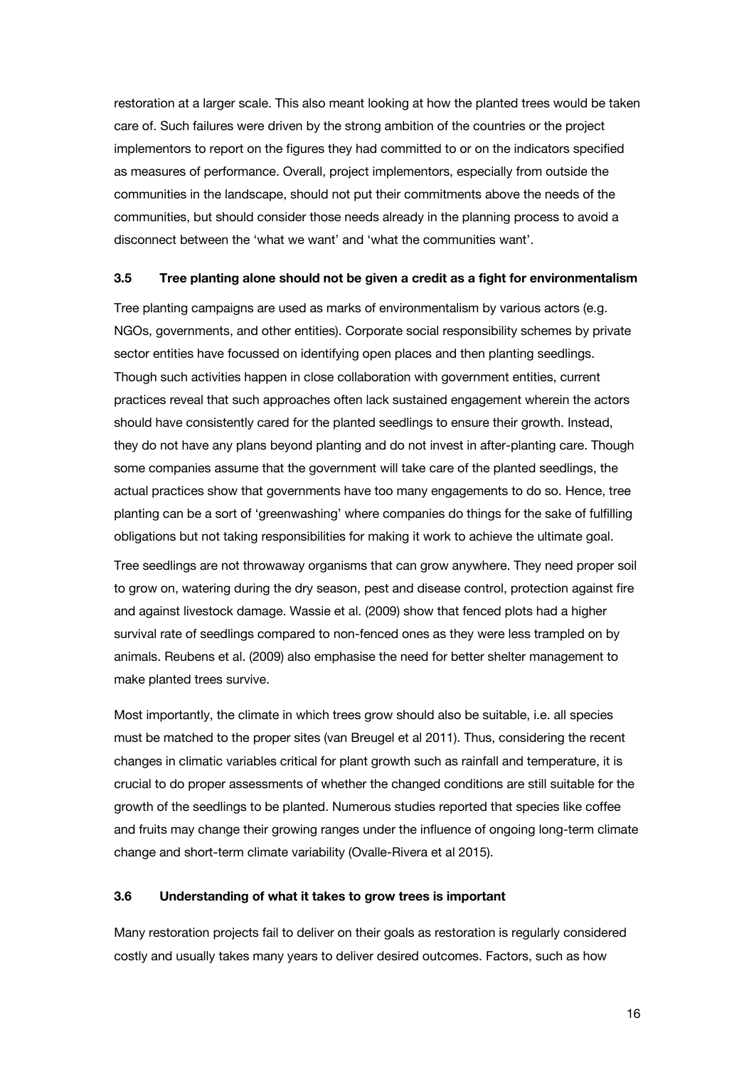restoration at a larger scale. This also meant looking at how the planted trees would be taken care of. Such failures were driven by the strong ambition of the countries or the project implementors to report on the figures they had committed to or on the indicators specified as measures of performance. Overall, project implementors, especially from outside the communities in the landscape, should not put their commitments above the needs of the communities, but should consider those needs already in the planning process to avoid a disconnect between the 'what we want' and 'what the communities want'.

### 3.5 Tree planting alone should not be given a credit as a fight for environmentalism

Tree planting campaigns are used as marks of environmentalism by various actors (e.g. NGOs, governments, and other entities). Corporate social responsibility schemes by private sector entities have focussed on identifying open places and then planting seedlings. Though such activities happen in close collaboration with government entities, current practices reveal that such approaches often lack sustained engagement wherein the actors should have consistently cared for the planted seedlings to ensure their growth. Instead, they do not have any plans beyond planting and do not invest in after-planting care. Though some companies assume that the government will take care of the planted seedlings, the actual practices show that governments have too many engagements to do so. Hence, tree planting can be a sort of 'greenwashing' where companies do things for the sake of fulfilling obligations but not taking responsibilities for making it work to achieve the ultimate goal.

Tree seedlings are not throwaway organisms that can grow anywhere. They need proper soil to grow on, watering during the dry season, pest and disease control, protection against fire and against livestock damage. Wassie et al. (2009) show that fenced plots had a higher survival rate of seedlings compared to non-fenced ones as they were less trampled on by animals. Reubens et al. (2009) also emphasise the need for better shelter management to make planted trees survive.

Most importantly, the climate in which trees grow should also be suitable, i.e. all species must be matched to the proper sites (van Breugel et al 2011). Thus, considering the recent changes in climatic variables critical for plant growth such as rainfall and temperature, it is crucial to do proper assessments of whether the changed conditions are still suitable for the growth of the seedlings to be planted. Numerous studies reported that species like coffee and fruits may change their growing ranges under the influence of ongoing long-term climate change and short-term climate variability (Ovalle-Rivera et al 2015).

### 3.6 Understanding of what it takes to grow trees is important

Many restoration projects fail to deliver on their goals as restoration is regularly considered costly and usually takes many years to deliver desired outcomes. Factors, such as how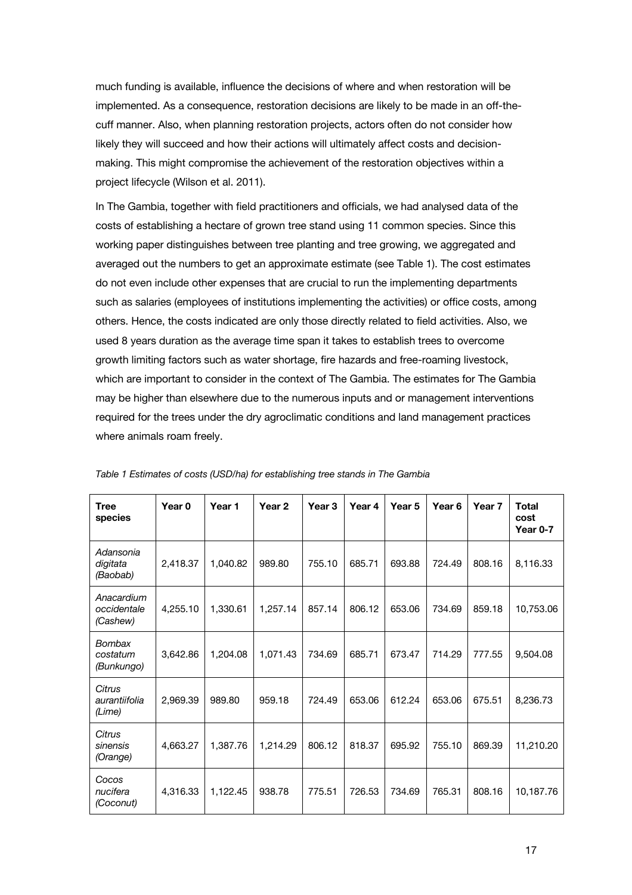much funding is available, influence the decisions of where and when restoration will be implemented. As a consequence, restoration decisions are likely to be made in an off-the-cuff manner. Also, when planning restoration projects, actors often do not consider how likely they will succeed and how their actions will ultimately affect costs and decision-making. This might compromise the achievement of the restoration objectives within a project lifecycle (Wilson et al. 2011).

In The Gambia, together with field practitioners and officials, we had analysed data of the costs of establishing a hectare of grown tree stand using 11 common species. Since this working paper distinguishes between tree planting and tree growing, we aggregated and averaged out the numbers to get an approximate estimate (see Table 1). The cost estimates do not even include other expenses that are crucial to run the implementing departments such as salaries (employees of institutions implementing the activities) or office costs, among others. Hence, the costs indicated are only those directly related to field activities. Also, we used 8 years duration as the average time span it takes to establish trees to overcome growth limiting factors such as water shortage, fire hazards and free-roaming livestock, which are important to consider in the context of The Gambia. The estimates for The Gambia may be higher than elsewhere due to the numerous inputs and or management interventions required for the trees under the dry agroclimatic conditions and land management practices where animals roam freely.

*Table 1 Estimates of costs (USD/ha) for establishing tree stands in The Gambia*

| Tree species | Year 0 | Year 1 | Year 2 | Year 3 | Year 4 | Year 5 | Year 6 | Year 7 | Total cost Year 0-7 |
|---|---|---|---|---|---|---|---|---|---|
| *Adansonia digitata (Baobab)* | 2,418.37 | 1,040.82 | 989.80 | 755.10 | 685.71 | 693.88 | 724.49 | 808.16 | 8,116.33 |
| *Anacardium occidentale (Cashew)* | 4,255.10 | 1,330.61 | 1,257.14 | 857.14 | 806.12 | 653.06 | 734.69 | 859.18 | 10,753.06 |
| *Bombax costatum (Bunkungo)* | 3,642.86 | 1,204.08 | 1,071.43 | 734.69 | 685.71 | 673.47 | 714.29 | 777.55 | 9,504.08 |
| *Citrus aurantiifolia (Lime)* | 2,969.39 | 989.80 | 959.18 | 724.49 | 653.06 | 612.24 | 653.06 | 675.51 | 8,236.73 |
| *Citrus sinensis (Orange)* | 4,663.27 | 1,387.76 | 1,214.29 | 806.12 | 818.37 | 695.92 | 755.10 | 869.39 | 11,210.20 |
| *Cocos nucifera (Coconut)* | 4,316.33 | 1,122.45 | 938.78 | 775.51 | 726.53 | 734.69 | 765.31 | 808.16 | 10,187.76 |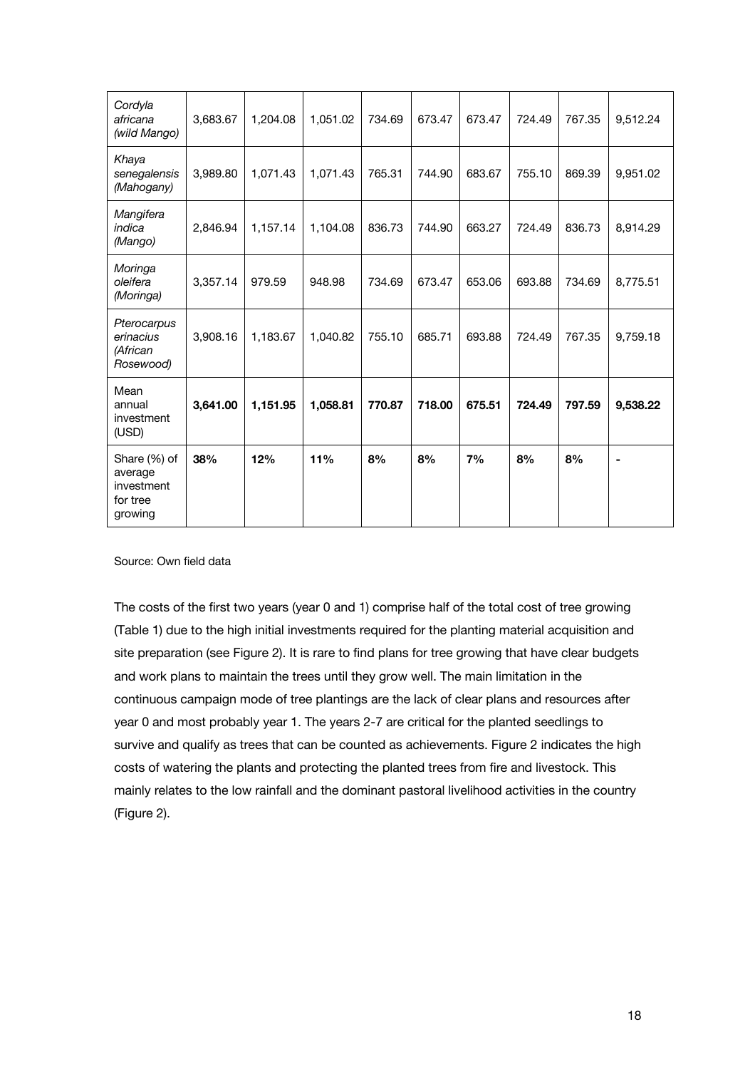| *Cordyla africana (wild Mango)* | 3,683.67 | 1,204.08 | 1,051.02 | 734.69 | 673.47 | 673.47 | 724.49 | 767.35 | 9,512.24 |
|---|---|---|---|---|---|---|---|---|---|
| *Khaya senegalensis (Mahogany)* | 3,989.80 | 1,071.43 | 1,071.43 | 765.31 | 744.90 | 683.67 | 755.10 | 869.39 | 9,951.02 |
| *Mangifera indica (Mango)* | 2,846.94 | 1,157.14 | 1,104.08 | 836.73 | 744.90 | 663.27 | 724.49 | 836.73 | 8,914.29 |
| *Moringa oleifera (Moringa)* | 3,357.14 | 979.59 | 948.98 | 734.69 | 673.47 | 653.06 | 693.88 | 734.69 | 8,775.51 |
| *Pterocarpus erinacius (African Rosewood)* | 3,908.16 | 1,183.67 | 1,040.82 | 755.10 | 685.71 | 693.88 | 724.49 | 767.35 | 9,759.18 |
| Mean annual investment (USD) | **3,641.00** | **1,151.95** | **1,058.81** | **770.87** | **718.00** | **675.51** | **724.49** | **797.59** | **9,538.22** |
| Share (%) of average investment for tree growing | **38%** | **12%** | **11%** | **8%** | **8%** | **7%** | **8%** | **8%** | - |

Source: Own field data

The costs of the first two years (year 0 and 1) comprise half of the total cost of tree growing (Table 1) due to the high initial investments required for the planting material acquisition and site preparation (see Figure 2). It is rare to find plans for tree growing that have clear budgets and work plans to maintain the trees until they grow well. The main limitation in the continuous campaign mode of tree plantings are the lack of clear plans and resources after year 0 and most probably year 1. The years 2-7 are critical for the planted seedlings to survive and qualify as trees that can be counted as achievements. Figure 2 indicates the high costs of watering the plants and protecting the planted trees from fire and livestock. This mainly relates to the low rainfall and the dominant pastoral livelihood activities in the country (Figure 2).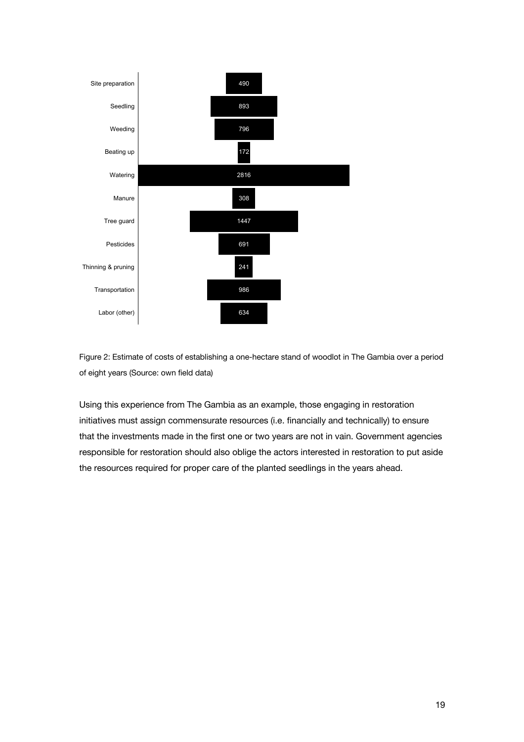| Cost item | Value |
| --- | --- |
| Site preparation | 490 |
| Seedling | 893 |
| Weeding | 796 |
| Beating up | 172 |
| Watering | 2816 |
| Manure | 308 |
| Tree guard | 1447 |
| Pesticides | 691 |
| Thinning & pruning | 241 |
| Transportation | 986 |
| Labor (other) | 634 |

Figure 2: Estimate of costs of establishing a one-hectare stand of woodlot in The Gambia over a period of eight years (Source: own field data)

Using this experience from The Gambia as an example, those engaging in restoration initiatives must assign commensurate resources (i.e. financially and technically) to ensure that the investments made in the first one or two years are not in vain. Government agencies responsible for restoration should also oblige the actors interested in restoration to put aside the resources required for proper care of the planted seedlings in the years ahead.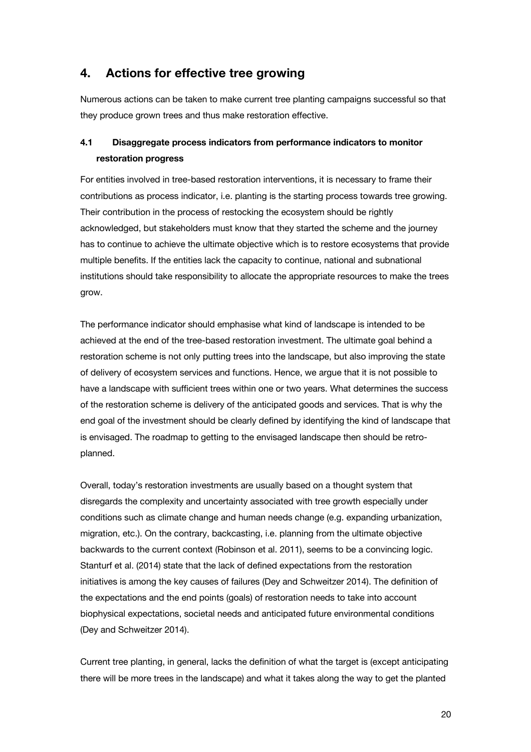## 4. Actions for effective tree growing

Numerous actions can be taken to make current tree planting campaigns successful so that they produce grown trees and thus make restoration effective.

### 4.1 Disaggregate process indicators from performance indicators to monitor restoration progress

For entities involved in tree-based restoration interventions, it is necessary to frame their contributions as process indicator, i.e. planting is the starting process towards tree growing. Their contribution in the process of restocking the ecosystem should be rightly acknowledged, but stakeholders must know that they started the scheme and the journey has to continue to achieve the ultimate objective which is to restore ecosystems that provide multiple benefits. If the entities lack the capacity to continue, national and subnational institutions should take responsibility to allocate the appropriate resources to make the trees grow.

The performance indicator should emphasise what kind of landscape is intended to be achieved at the end of the tree-based restoration investment. The ultimate goal behind a restoration scheme is not only putting trees into the landscape, but also improving the state of delivery of ecosystem services and functions. Hence, we argue that it is not possible to have a landscape with sufficient trees within one or two years. What determines the success of the restoration scheme is delivery of the anticipated goods and services. That is why the end goal of the investment should be clearly defined by identifying the kind of landscape that is envisaged. The roadmap to getting to the envisaged landscape then should be retro-planned.

Overall, today's restoration investments are usually based on a thought system that disregards the complexity and uncertainty associated with tree growth especially under conditions such as climate change and human needs change (e.g. expanding urbanization, migration, etc.). On the contrary, backcasting, i.e. planning from the ultimate objective backwards to the current context (Robinson et al. 2011), seems to be a convincing logic. Stanturf et al. (2014) state that the lack of defined expectations from the restoration initiatives is among the key causes of failures (Dey and Schweitzer 2014). The definition of the expectations and the end points (goals) of restoration needs to take into account biophysical expectations, societal needs and anticipated future environmental conditions (Dey and Schweitzer 2014).

Current tree planting, in general, lacks the definition of what the target is (except anticipating there will be more trees in the landscape) and what it takes along the way to get the planted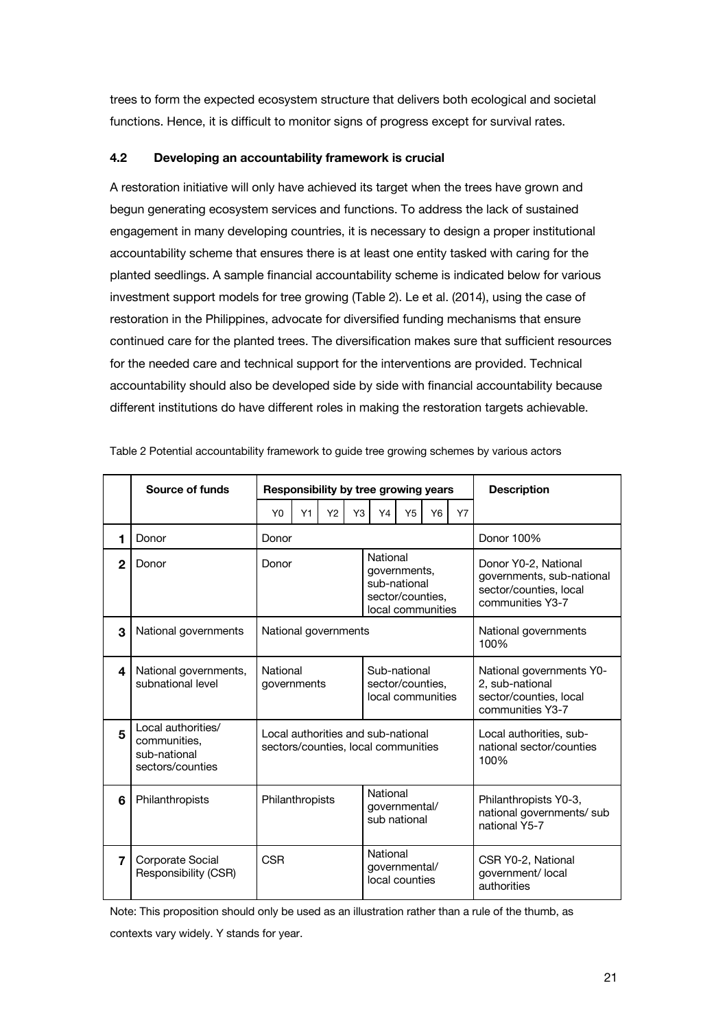trees to form the expected ecosystem structure that delivers both ecological and societal functions. Hence, it is difficult to monitor signs of progress except for survival rates.

### 4.2 Developing an accountability framework is crucial

A restoration initiative will only have achieved its target when the trees have grown and begun generating ecosystem services and functions. To address the lack of sustained engagement in many developing countries, it is necessary to design a proper institutional accountability scheme that ensures there is at least one entity tasked with caring for the planted seedlings. A sample financial accountability scheme is indicated below for various investment support models for tree growing (Table 2). Le et al. (2014), using the case of restoration in the Philippines, advocate for diversified funding mechanisms that ensure continued care for the planted trees. The diversification makes sure that sufficient resources for the needed care and technical support for the interventions are provided. Technical accountability should also be developed side by side with financial accountability because different institutions do have different roles in making the restoration targets achievable.

Table 2 Potential accountability framework to guide tree growing schemes by various actors

| | Source of funds | Responsibility by tree growing years | | | | | | | | Description |
|---|---|---|---|---|---|---|---|---|---|---|
| | | Y0 | Y1 | Y2 | Y3 | Y4 | Y5 | Y6 | Y7 | |
| **1** | Donor | Donor | | | | | | | | Donor 100% |
| **2** | Donor | Donor | | | | National governments, sub-national sector/counties, local communities | | | | Donor Y0-2, National governments, sub-national sector/counties, local communities Y3-7 |
| **3** | National governments | National governments | | | | | | | | National governments 100% |
| **4** | National governments, subnational level | National governments | | | | Sub-national sector/counties, local communities | | | | National governments Y0-2, sub-national sector/counties, local communities Y3-7 |
| **5** | Local authorities/ communities, sub-national sectors/counties | Local authorities and sub-national sectors/counties, local communities | | | | | | | | Local authorities, sub-national sector/counties 100% |
| **6** | Philanthropists | Philanthropists | | | | National governmental/ sub national | | | | Philanthropists Y0-3, national governments/ sub national Y5-7 |
| **7** | Corporate Social Responsibility (CSR) | CSR | | | | National governmental/ local counties | | | | CSR Y0-2, National government/ local authorities |

Note: This proposition should only be used as an illustration rather than a rule of the thumb, as contexts vary widely. Y stands for year.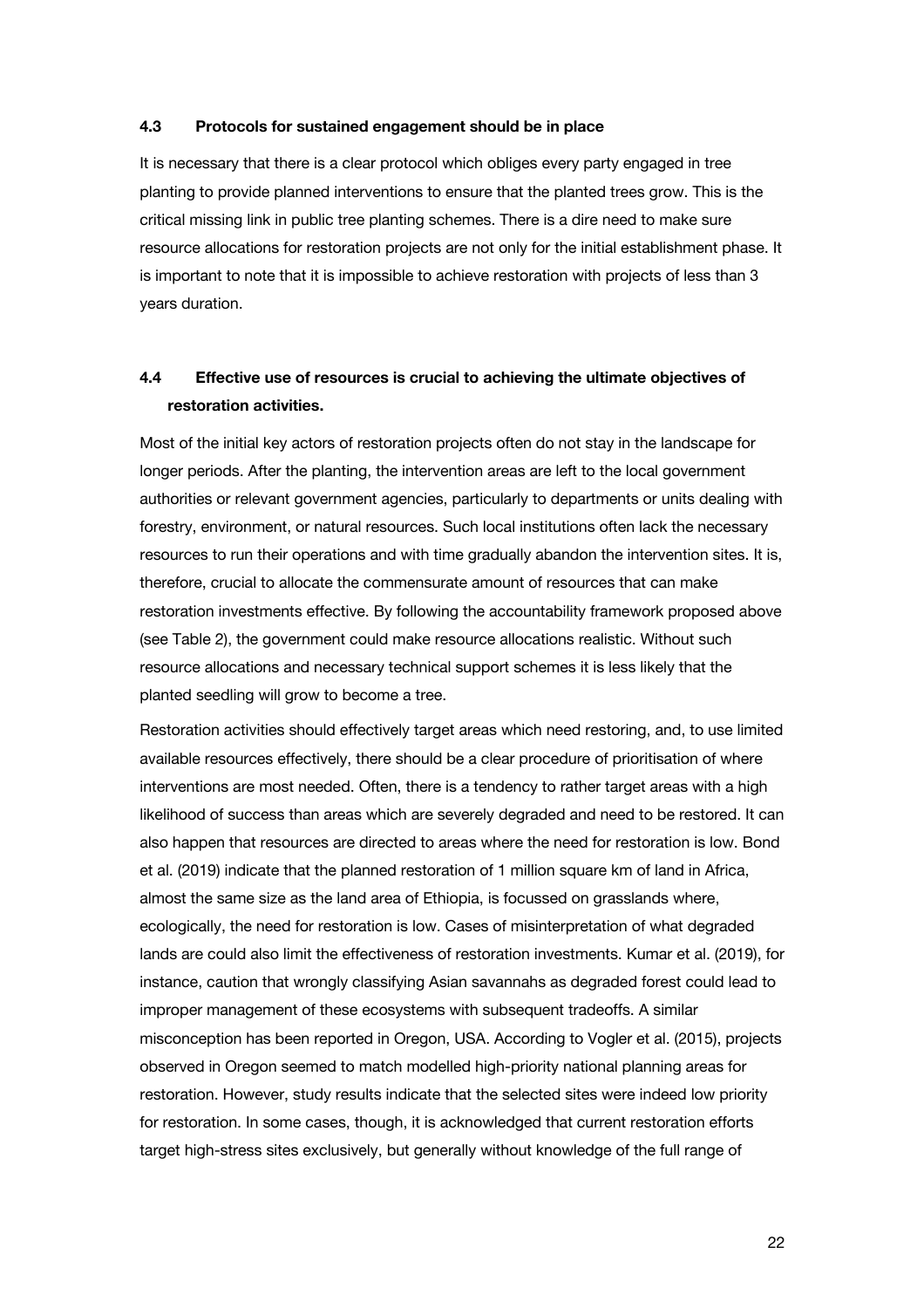### 4.3 Protocols for sustained engagement should be in place

It is necessary that there is a clear protocol which obliges every party engaged in tree planting to provide planned interventions to ensure that the planted trees grow. This is the critical missing link in public tree planting schemes. There is a dire need to make sure resource allocations for restoration projects are not only for the initial establishment phase. It is important to note that it is impossible to achieve restoration with projects of less than 3 years duration.

### 4.4 Effective use of resources is crucial to achieving the ultimate objectives of restoration activities.

Most of the initial key actors of restoration projects often do not stay in the landscape for longer periods. After the planting, the intervention areas are left to the local government authorities or relevant government agencies, particularly to departments or units dealing with forestry, environment, or natural resources. Such local institutions often lack the necessary resources to run their operations and with time gradually abandon the intervention sites. It is, therefore, crucial to allocate the commensurate amount of resources that can make restoration investments effective. By following the accountability framework proposed above (see Table 2), the government could make resource allocations realistic. Without such resource allocations and necessary technical support schemes it is less likely that the planted seedling will grow to become a tree.

Restoration activities should effectively target areas which need restoring, and, to use limited available resources effectively, there should be a clear procedure of prioritisation of where interventions are most needed. Often, there is a tendency to rather target areas with a high likelihood of success than areas which are severely degraded and need to be restored. It can also happen that resources are directed to areas where the need for restoration is low. Bond et al. (2019) indicate that the planned restoration of 1 million square km of land in Africa, almost the same size as the land area of Ethiopia, is focussed on grasslands where, ecologically, the need for restoration is low. Cases of misinterpretation of what degraded lands are could also limit the effectiveness of restoration investments. Kumar et al. (2019), for instance, caution that wrongly classifying Asian savannahs as degraded forest could lead to improper management of these ecosystems with subsequent tradeoffs. A similar misconception has been reported in Oregon, USA. According to Vogler et al. (2015), projects observed in Oregon seemed to match modelled high-priority national planning areas for restoration. However, study results indicate that the selected sites were indeed low priority for restoration. In some cases, though, it is acknowledged that current restoration efforts target high-stress sites exclusively, but generally without knowledge of the full range of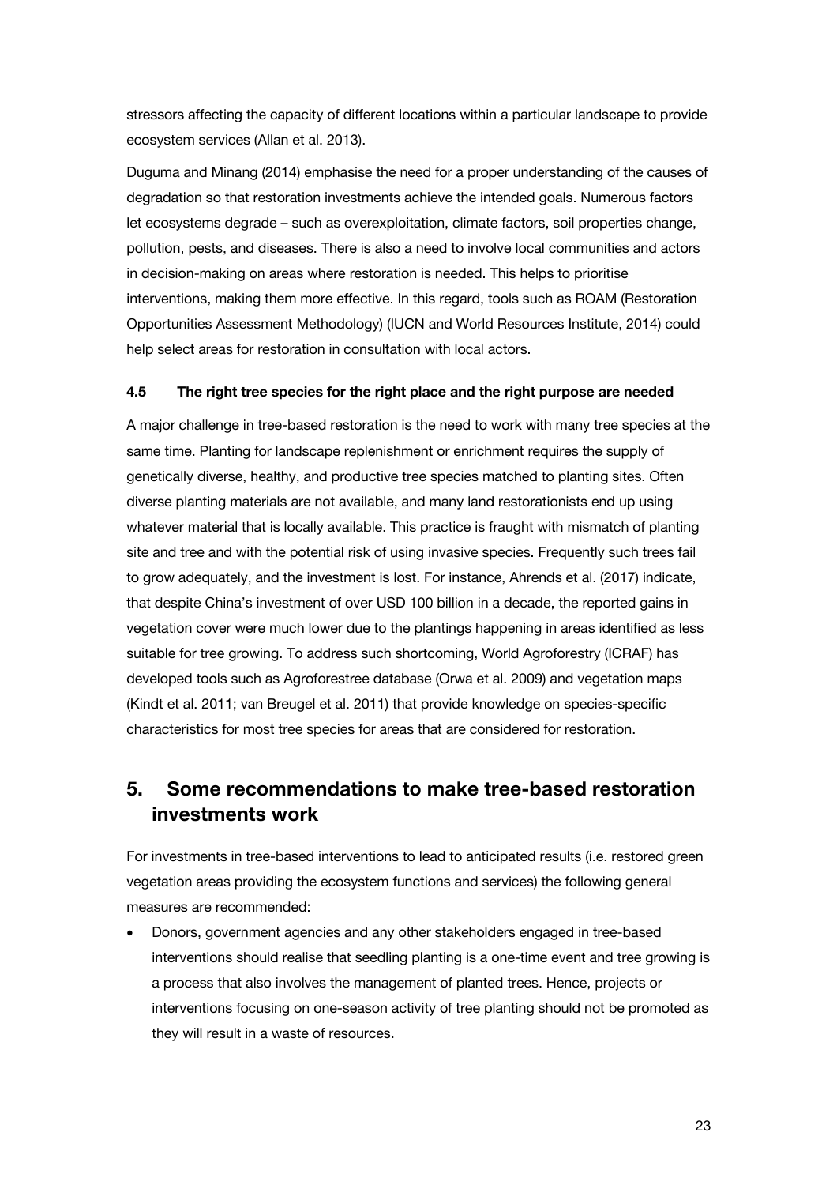stressors affecting the capacity of different locations within a particular landscape to provide ecosystem services (Allan et al. 2013).

Duguma and Minang (2014) emphasise the need for a proper understanding of the causes of degradation so that restoration investments achieve the intended goals. Numerous factors let ecosystems degrade – such as overexploitation, climate factors, soil properties change, pollution, pests, and diseases. There is also a need to involve local communities and actors in decision-making on areas where restoration is needed. This helps to prioritise interventions, making them more effective. In this regard, tools such as ROAM (Restoration Opportunities Assessment Methodology) (IUCN and World Resources Institute, 2014) could help select areas for restoration in consultation with local actors.

### 4.5 The right tree species for the right place and the right purpose are needed

A major challenge in tree-based restoration is the need to work with many tree species at the same time. Planting for landscape replenishment or enrichment requires the supply of genetically diverse, healthy, and productive tree species matched to planting sites. Often diverse planting materials are not available, and many land restorationists end up using whatever material that is locally available. This practice is fraught with mismatch of planting site and tree and with the potential risk of using invasive species. Frequently such trees fail to grow adequately, and the investment is lost. For instance, Ahrends et al. (2017) indicate, that despite China's investment of over USD 100 billion in a decade, the reported gains in vegetation cover were much lower due to the plantings happening in areas identified as less suitable for tree growing. To address such shortcoming, World Agroforestry (ICRAF) has developed tools such as Agroforestree database (Orwa et al. 2009) and vegetation maps (Kindt et al. 2011; van Breugel et al. 2011) that provide knowledge on species-specific characteristics for most tree species for areas that are considered for restoration.

## 5. Some recommendations to make tree-based restoration investments work

For investments in tree-based interventions to lead to anticipated results (i.e. restored green vegetation areas providing the ecosystem functions and services) the following general measures are recommended:

- Donors, government agencies and any other stakeholders engaged in tree-based interventions should realise that seedling planting is a one-time event and tree growing is a process that also involves the management of planted trees. Hence, projects or interventions focusing on one-season activity of tree planting should not be promoted as they will result in a waste of resources.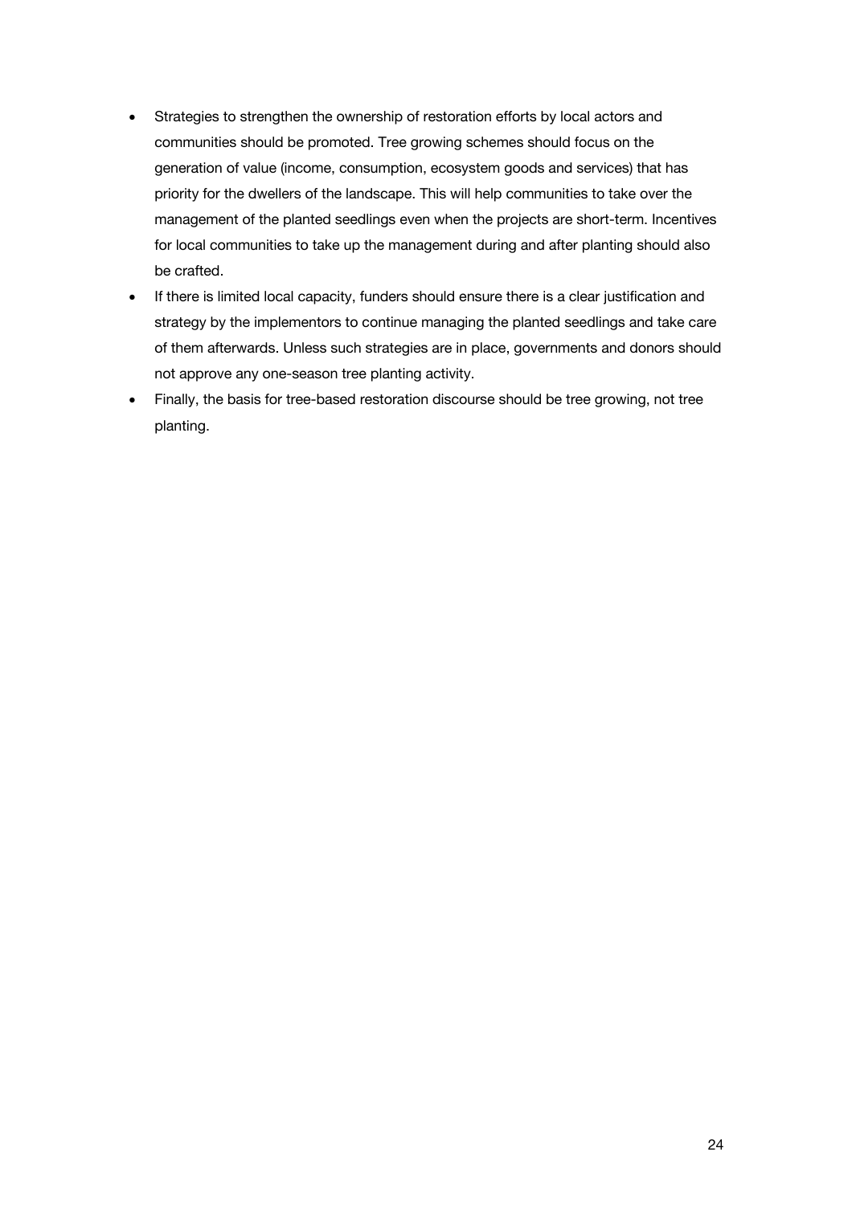- Strategies to strengthen the ownership of restoration efforts by local actors and communities should be promoted. Tree growing schemes should focus on the generation of value (income, consumption, ecosystem goods and services) that has priority for the dwellers of the landscape. This will help communities to take over the management of the planted seedlings even when the projects are short-term. Incentives for local communities to take up the management during and after planting should also be crafted.
- If there is limited local capacity, funders should ensure there is a clear justification and strategy by the implementors to continue managing the planted seedlings and take care of them afterwards. Unless such strategies are in place, governments and donors should not approve any one-season tree planting activity.
- Finally, the basis for tree-based restoration discourse should be tree growing, not tree planting.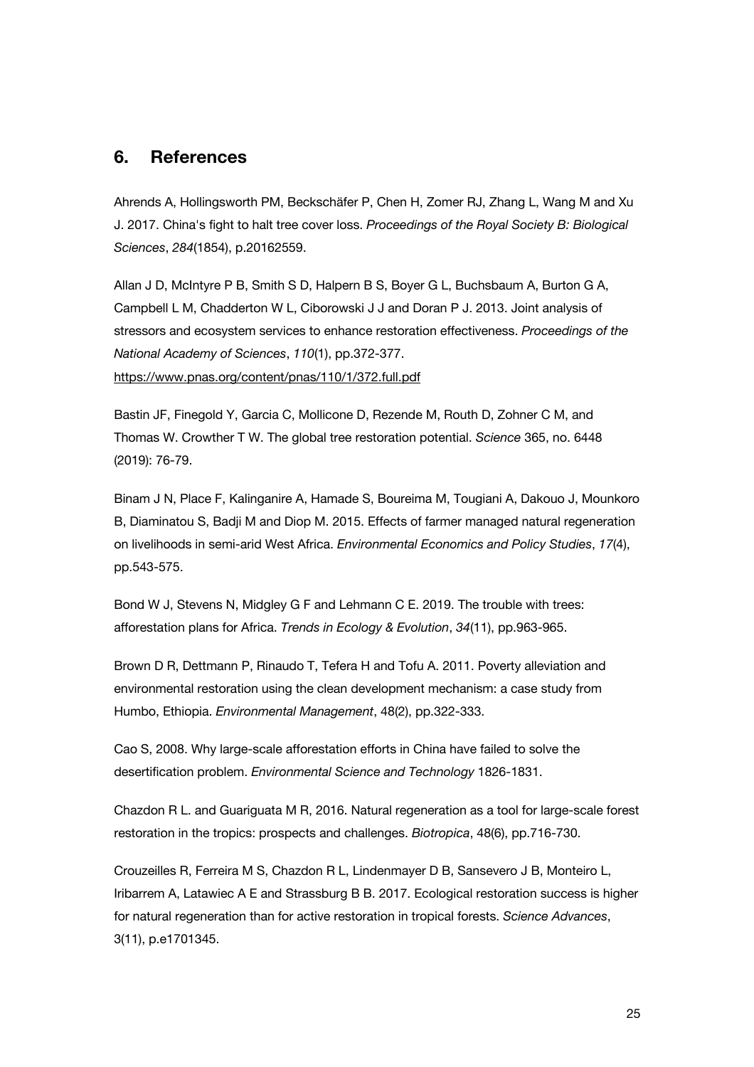## 6. References

Ahrends A, Hollingsworth PM, Beckschäfer P, Chen H, Zomer RJ, Zhang L, Wang M and Xu J. 2017. China's fight to halt tree cover loss. *Proceedings of the Royal Society B: Biological Sciences*, *284*(1854), p.20162559.

Allan J D, McIntyre P B, Smith S D, Halpern B S, Boyer G L, Buchsbaum A, Burton G A, Campbell L M, Chadderton W L, Ciborowski J J and Doran P J. 2013. Joint analysis of stressors and ecosystem services to enhance restoration effectiveness. *Proceedings of the National Academy of Sciences*, *110*(1), pp.372-377. https://www.pnas.org/content/pnas/110/1/372.full.pdf

Bastin JF, Finegold Y, Garcia C, Mollicone D, Rezende M, Routh D, Zohner C M, and Thomas W. Crowther T W. The global tree restoration potential. *Science* 365, no. 6448 (2019): 76-79.

Binam J N, Place F, Kalinganire A, Hamade S, Boureima M, Tougiani A, Dakouo J, Mounkoro B, Diaminatou S, Badji M and Diop M. 2015. Effects of farmer managed natural regeneration on livelihoods in semi-arid West Africa. *Environmental Economics and Policy Studies*, *17*(4), pp.543-575.

Bond W J, Stevens N, Midgley G F and Lehmann C E. 2019. The trouble with trees: afforestation plans for Africa. *Trends in Ecology & Evolution*, *34*(11), pp.963-965.

Brown D R, Dettmann P, Rinaudo T, Tefera H and Tofu A. 2011. Poverty alleviation and environmental restoration using the clean development mechanism: a case study from Humbo, Ethiopia. *Environmental Management*, 48(2), pp.322-333.

Cao S, 2008. Why large-scale afforestation efforts in China have failed to solve the desertification problem. *Environmental Science and Technology* 1826-1831.

Chazdon R L. and Guariguata M R, 2016. Natural regeneration as a tool for large-scale forest restoration in the tropics: prospects and challenges. *Biotropica*, 48(6), pp.716-730.

Crouzeilles R, Ferreira M S, Chazdon R L, Lindenmayer D B, Sansevero J B, Monteiro L, Iribarrem A, Latawiec A E and Strassburg B B. 2017. Ecological restoration success is higher for natural regeneration than for active restoration in tropical forests. *Science Advances*, 3(11), p.e1701345.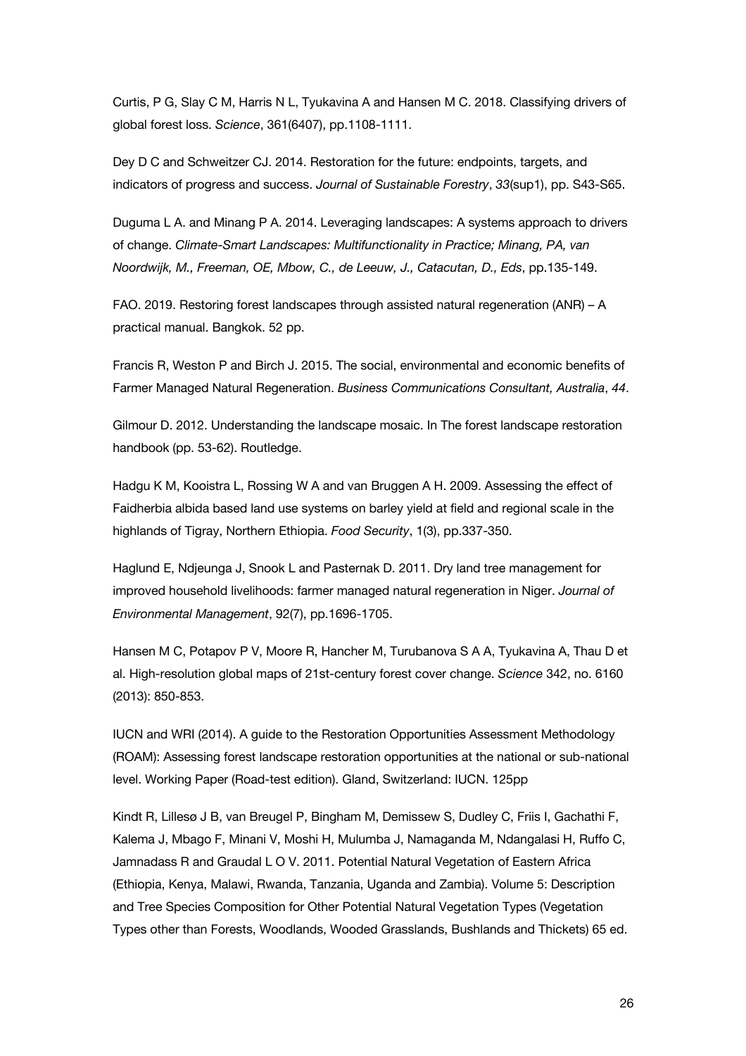Curtis, P G, Slay C M, Harris N L, Tyukavina A and Hansen M C. 2018. Classifying drivers of global forest loss. *Science*, 361(6407), pp.1108-1111.

Dey D C and Schweitzer CJ. 2014. Restoration for the future: endpoints, targets, and indicators of progress and success. *Journal of Sustainable Forestry*, *33*(sup1), pp. S43-S65.

Duguma L A. and Minang P A. 2014. Leveraging landscapes: A systems approach to drivers of change. *Climate-Smart Landscapes: Multifunctionality in Practice; Minang, PA, van Noordwijk, M., Freeman, OE, Mbow, C., de Leeuw, J., Catacutan, D., Eds*, pp.135-149.

FAO. 2019. Restoring forest landscapes through assisted natural regeneration (ANR) – A practical manual. Bangkok. 52 pp.

Francis R, Weston P and Birch J. 2015. The social, environmental and economic benefits of Farmer Managed Natural Regeneration. *Business Communications Consultant, Australia*, *44*.

Gilmour D. 2012. Understanding the landscape mosaic. In The forest landscape restoration handbook (pp. 53-62). Routledge.

Hadgu K M, Kooistra L, Rossing W A and van Bruggen A H. 2009. Assessing the effect of Faidherbia albida based land use systems on barley yield at field and regional scale in the highlands of Tigray, Northern Ethiopia. *Food Security*, 1(3), pp.337-350.

Haglund E, Ndjeunga J, Snook L and Pasternak D. 2011. Dry land tree management for improved household livelihoods: farmer managed natural regeneration in Niger. *Journal of Environmental Management*, 92(7), pp.1696-1705.

Hansen M C, Potapov P V, Moore R, Hancher M, Turubanova S A A, Tyukavina A, Thau D et al. High-resolution global maps of 21st-century forest cover change. *Science* 342, no. 6160 (2013): 850-853.

IUCN and WRI (2014). A guide to the Restoration Opportunities Assessment Methodology (ROAM): Assessing forest landscape restoration opportunities at the national or sub-national level. Working Paper (Road-test edition). Gland, Switzerland: IUCN. 125pp

Kindt R, Lillesø J B, van Breugel P, Bingham M, Demissew S, Dudley C, Friis I, Gachathi F, Kalema J, Mbago F, Minani V, Moshi H, Mulumba J, Namaganda M, Ndangalasi H, Ruffo C, Jamnadass R and Graudal L O V. 2011. Potential Natural Vegetation of Eastern Africa (Ethiopia, Kenya, Malawi, Rwanda, Tanzania, Uganda and Zambia). Volume 5: Description and Tree Species Composition for Other Potential Natural Vegetation Types (Vegetation Types other than Forests, Woodlands, Wooded Grasslands, Bushlands and Thickets) 65 ed.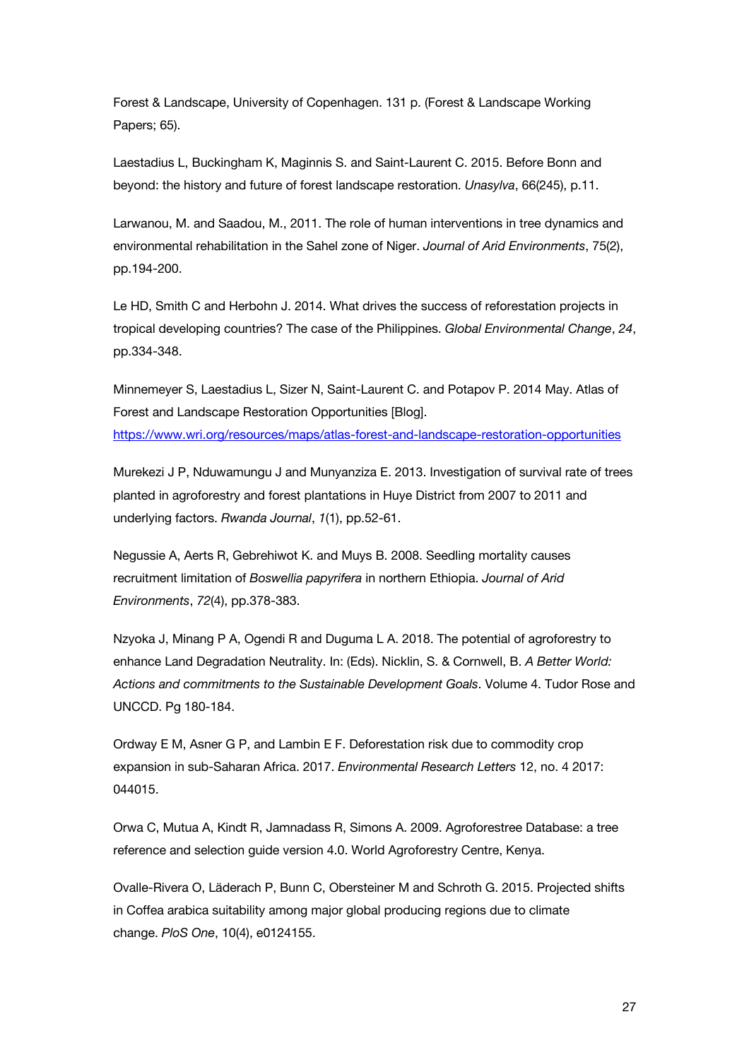Forest & Landscape, University of Copenhagen. 131 p. (Forest & Landscape Working Papers; 65).

Laestadius L, Buckingham K, Maginnis S. and Saint-Laurent C. 2015. Before Bonn and beyond: the history and future of forest landscape restoration. *Unasylva*, 66(245), p.11.

Larwanou, M. and Saadou, M., 2011. The role of human interventions in tree dynamics and environmental rehabilitation in the Sahel zone of Niger. *Journal of Arid Environments*, 75(2), pp.194-200.

Le HD, Smith C and Herbohn J. 2014. What drives the success of reforestation projects in tropical developing countries? The case of the Philippines. *Global Environmental Change*, *24*, pp.334-348.

Minnemeyer S, Laestadius L, Sizer N, Saint-Laurent C. and Potapov P. 2014 May. Atlas of Forest and Landscape Restoration Opportunities [Blog]. https://www.wri.org/resources/maps/atlas-forest-and-landscape-restoration-opportunities

Murekezi J P, Nduwamungu J and Munyanziza E. 2013. Investigation of survival rate of trees planted in agroforestry and forest plantations in Huye District from 2007 to 2011 and underlying factors. *Rwanda Journal*, *1*(1), pp.52-61.

Negussie A, Aerts R, Gebrehiwot K. and Muys B. 2008. Seedling mortality causes recruitment limitation of *Boswellia papyrifera* in northern Ethiopia. *Journal of Arid Environments*, *72*(4), pp.378-383.

Nzyoka J, Minang P A, Ogendi R and Duguma L A. 2018. The potential of agroforestry to enhance Land Degradation Neutrality. In: (Eds). Nicklin, S. & Cornwell, B. *A Better World: Actions and commitments to the Sustainable Development Goals*. Volume 4. Tudor Rose and UNCCD. Pg 180-184.

Ordway E M, Asner G P, and Lambin E F. Deforestation risk due to commodity crop expansion in sub-Saharan Africa. 2017. *Environmental Research Letters* 12, no. 4 2017: 044015.

Orwa C, Mutua A, Kindt R, Jamnadass R, Simons A. 2009. Agroforestree Database: a tree reference and selection guide version 4.0. World Agroforestry Centre, Kenya.

Ovalle-Rivera O, Läderach P, Bunn C, Obersteiner M and Schroth G. 2015. Projected shifts in Coffea arabica suitability among major global producing regions due to climate change. *PloS One*, 10(4), e0124155.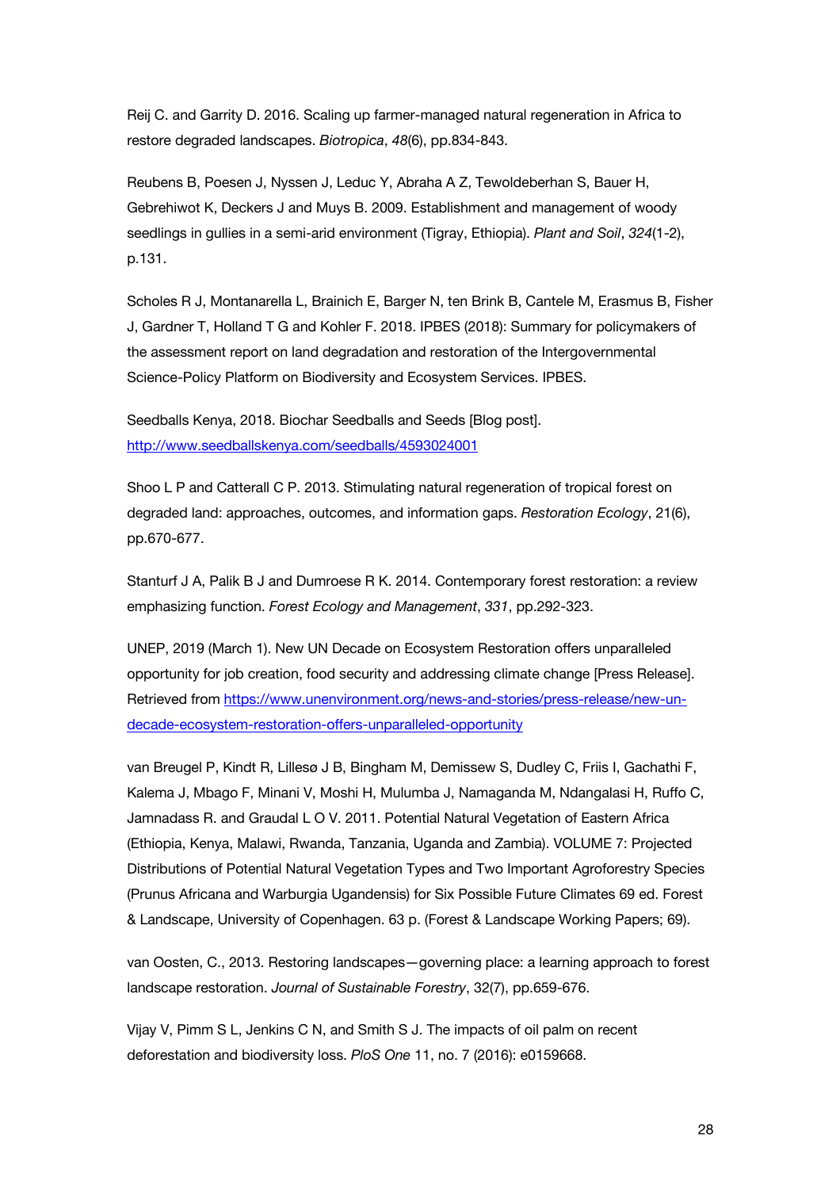Reij C. and Garrity D. 2016. Scaling up farmer-managed natural regeneration in Africa to restore degraded landscapes. *Biotropica*, *48*(6), pp.834-843.

Reubens B, Poesen J, Nyssen J, Leduc Y, Abraha A Z, Tewoldeberhan S, Bauer H, Gebrehiwot K, Deckers J and Muys B. 2009. Establishment and management of woody seedlings in gullies in a semi-arid environment (Tigray, Ethiopia). *Plant and Soil*, *324*(1-2), p.131.

Scholes R J, Montanarella L, Brainich E, Barger N, ten Brink B, Cantele M, Erasmus B, Fisher J, Gardner T, Holland T G and Kohler F. 2018. IPBES (2018): Summary for policymakers of the assessment report on land degradation and restoration of the Intergovernmental Science-Policy Platform on Biodiversity and Ecosystem Services. IPBES.

Seedballs Kenya, 2018. Biochar Seedballs and Seeds [Blog post]. [http://www.seedballskenya.com/seedballs/4593024001](http://www.seedballskenya.com/seedballs/4593024001)

Shoo L P and Catterall C P. 2013. Stimulating natural regeneration of tropical forest on degraded land: approaches, outcomes, and information gaps. *Restoration Ecology*, 21(6), pp.670-677.

Stanturf J A, Palik B J and Dumroese R K. 2014. Contemporary forest restoration: a review emphasizing function. *Forest Ecology and Management*, *331*, pp.292-323.

UNEP, 2019 (March 1). New UN Decade on Ecosystem Restoration offers unparalleled opportunity for job creation, food security and addressing climate change [Press Release]. Retrieved from [https://www.unenvironment.org/news-and-stories/press-release/new-un-decade-ecosystem-restoration-offers-unparalleled-opportunity](https://www.unenvironment.org/news-and-stories/press-release/new-un-decade-ecosystem-restoration-offers-unparalleled-opportunity)

van Breugel P, Kindt R, Lillesø J B, Bingham M, Demissew S, Dudley C, Friis I, Gachathi F, Kalema J, Mbago F, Minani V, Moshi H, Mulumba J, Namaganda M, Ndangalasi H, Ruffo C, Jamnadass R. and Graudal L O V. 2011. Potential Natural Vegetation of Eastern Africa (Ethiopia, Kenya, Malawi, Rwanda, Tanzania, Uganda and Zambia). VOLUME 7: Projected Distributions of Potential Natural Vegetation Types and Two Important Agroforestry Species (Prunus Africana and Warburgia Ugandensis) for Six Possible Future Climates 69 ed. Forest & Landscape, University of Copenhagen. 63 p. (Forest & Landscape Working Papers; 69).

van Oosten, C., 2013. Restoring landscapes—governing place: a learning approach to forest landscape restoration. *Journal of Sustainable Forestry*, 32(7), pp.659-676.

Vijay V, Pimm S L, Jenkins C N, and Smith S J. The impacts of oil palm on recent deforestation and biodiversity loss. *PloS One* 11, no. 7 (2016): e0159668.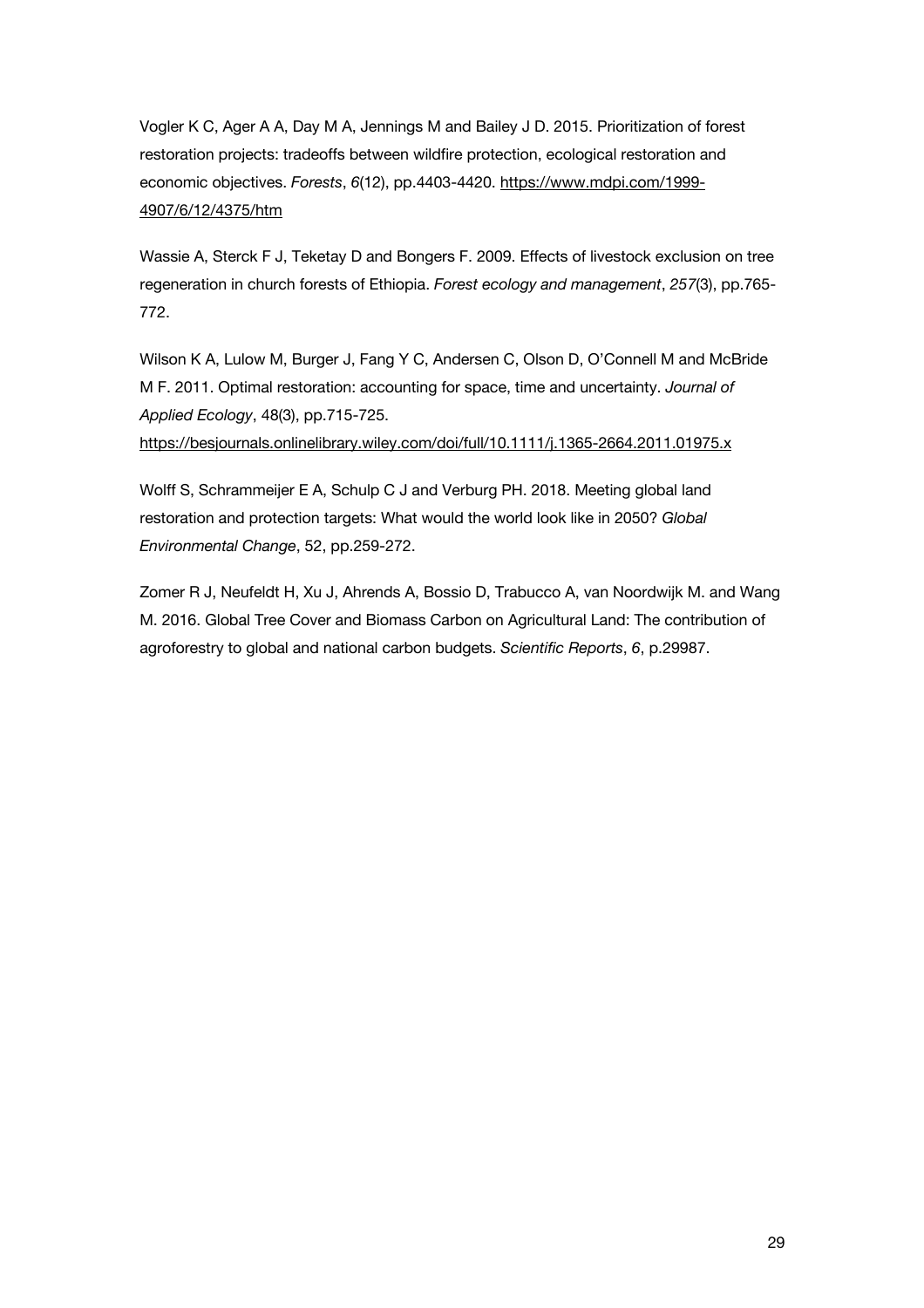Vogler K C, Ager A A, Day M A, Jennings M and Bailey J D. 2015. Prioritization of forest restoration projects: tradeoffs between wildfire protection, ecological restoration and economic objectives. *Forests*, *6*(12), pp.4403-4420. https://www.mdpi.com/1999-4907/6/12/4375/htm

Wassie A, Sterck F J, Teketay D and Bongers F. 2009. Effects of livestock exclusion on tree regeneration in church forests of Ethiopia. *Forest ecology and management*, *257*(3), pp.765-772.

Wilson K A, Lulow M, Burger J, Fang Y C, Andersen C, Olson D, O'Connell M and McBride M F. 2011. Optimal restoration: accounting for space, time and uncertainty. *Journal of Applied Ecology*, 48(3), pp.715-725. https://besjournals.onlinelibrary.wiley.com/doi/full/10.1111/j.1365-2664.2011.01975.x

Wolff S, Schrammeijer E A, Schulp C J and Verburg PH. 2018. Meeting global land restoration and protection targets: What would the world look like in 2050? *Global Environmental Change*, 52, pp.259-272.

Zomer R J, Neufeldt H, Xu J, Ahrends A, Bossio D, Trabucco A, van Noordwijk M. and Wang M. 2016. Global Tree Cover and Biomass Carbon on Agricultural Land: The contribution of agroforestry to global and national carbon budgets. *Scientific Reports*, *6*, p.29987.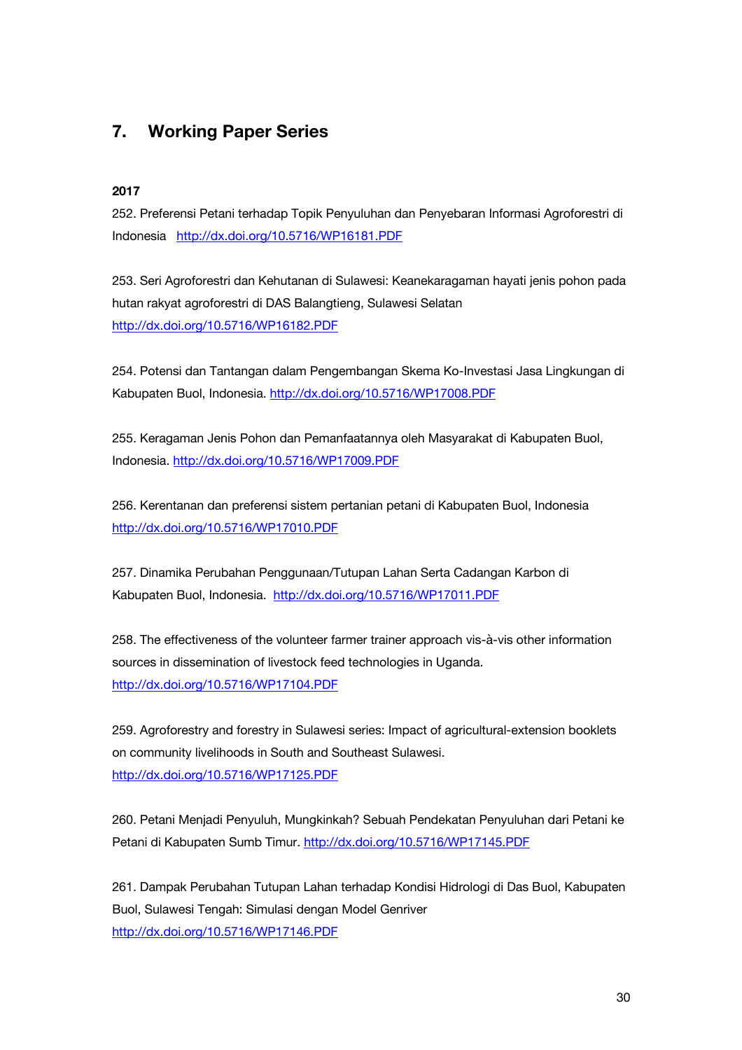## 7. Working Paper Series

**2017**

252. Preferensi Petani terhadap Topik Penyuluhan dan Penyebaran Informasi Agroforestri di Indonesia http://dx.doi.org/10.5716/WP16181.PDF

253. Seri Agroforestri dan Kehutanan di Sulawesi: Keanekaragaman hayati jenis pohon pada hutan rakyat agroforestri di DAS Balangtieng, Sulawesi Selatan http://dx.doi.org/10.5716/WP16182.PDF

254. Potensi dan Tantangan dalam Pengembangan Skema Ko-Investasi Jasa Lingkungan di Kabupaten Buol, Indonesia. http://dx.doi.org/10.5716/WP17008.PDF

255. Keragaman Jenis Pohon dan Pemanfaatannya oleh Masyarakat di Kabupaten Buol, Indonesia. http://dx.doi.org/10.5716/WP17009.PDF

256. Kerentanan dan preferensi sistem pertanian petani di Kabupaten Buol, Indonesia http://dx.doi.org/10.5716/WP17010.PDF

257. Dinamika Perubahan Penggunaan/Tutupan Lahan Serta Cadangan Karbon di Kabupaten Buol, Indonesia. http://dx.doi.org/10.5716/WP17011.PDF

258. The effectiveness of the volunteer farmer trainer approach vis-à-vis other information sources in dissemination of livestock feed technologies in Uganda. http://dx.doi.org/10.5716/WP17104.PDF

259. Agroforestry and forestry in Sulawesi series: Impact of agricultural-extension booklets on community livelihoods in South and Southeast Sulawesi. http://dx.doi.org/10.5716/WP17125.PDF

260. Petani Menjadi Penyuluh, Mungkinkah? Sebuah Pendekatan Penyuluhan dari Petani ke Petani di Kabupaten Sumb Timur. http://dx.doi.org/10.5716/WP17145.PDF

261. Dampak Perubahan Tutupan Lahan terhadap Kondisi Hidrologi di Das Buol, Kabupaten Buol, Sulawesi Tengah: Simulasi dengan Model Genriver http://dx.doi.org/10.5716/WP17146.PDF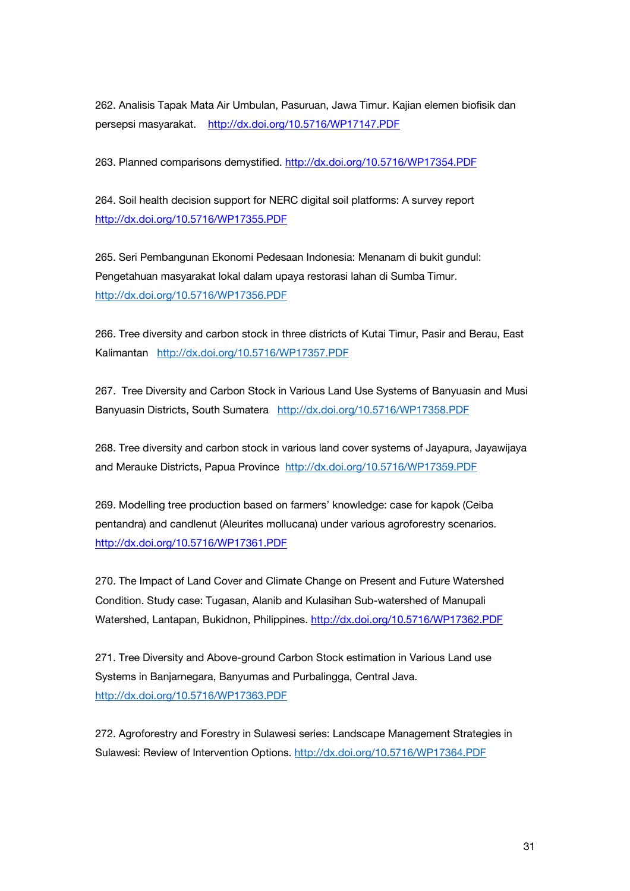262. Analisis Tapak Mata Air Umbulan, Pasuruan, Jawa Timur. Kajian elemen biofisik dan persepsi masyarakat. http://dx.doi.org/10.5716/WP17147.PDF

263. Planned comparisons demystified. http://dx.doi.org/10.5716/WP17354.PDF

264. Soil health decision support for NERC digital soil platforms: A survey report http://dx.doi.org/10.5716/WP17355.PDF

265. Seri Pembangunan Ekonomi Pedesaan Indonesia: Menanam di bukit gundul: Pengetahuan masyarakat lokal dalam upaya restorasi lahan di Sumba Timur. http://dx.doi.org/10.5716/WP17356.PDF

266. Tree diversity and carbon stock in three districts of Kutai Timur, Pasir and Berau, East Kalimantan http://dx.doi.org/10.5716/WP17357.PDF

267. Tree Diversity and Carbon Stock in Various Land Use Systems of Banyuasin and Musi Banyuasin Districts, South Sumatera http://dx.doi.org/10.5716/WP17358.PDF

268. Tree diversity and carbon stock in various land cover systems of Jayapura, Jayawijaya and Merauke Districts, Papua Province http://dx.doi.org/10.5716/WP17359.PDF

269. Modelling tree production based on farmers' knowledge: case for kapok (Ceiba pentandra) and candlenut (Aleurites mollucana) under various agroforestry scenarios. http://dx.doi.org/10.5716/WP17361.PDF

270. The Impact of Land Cover and Climate Change on Present and Future Watershed Condition. Study case: Tugasan, Alanib and Kulasihan Sub-watershed of Manupali Watershed, Lantapan, Bukidnon, Philippines. http://dx.doi.org/10.5716/WP17362.PDF

271. Tree Diversity and Above-ground Carbon Stock estimation in Various Land use Systems in Banjarnegara, Banyumas and Purbalingga, Central Java. http://dx.doi.org/10.5716/WP17363.PDF

272. Agroforestry and Forestry in Sulawesi series: Landscape Management Strategies in Sulawesi: Review of Intervention Options. http://dx.doi.org/10.5716/WP17364.PDF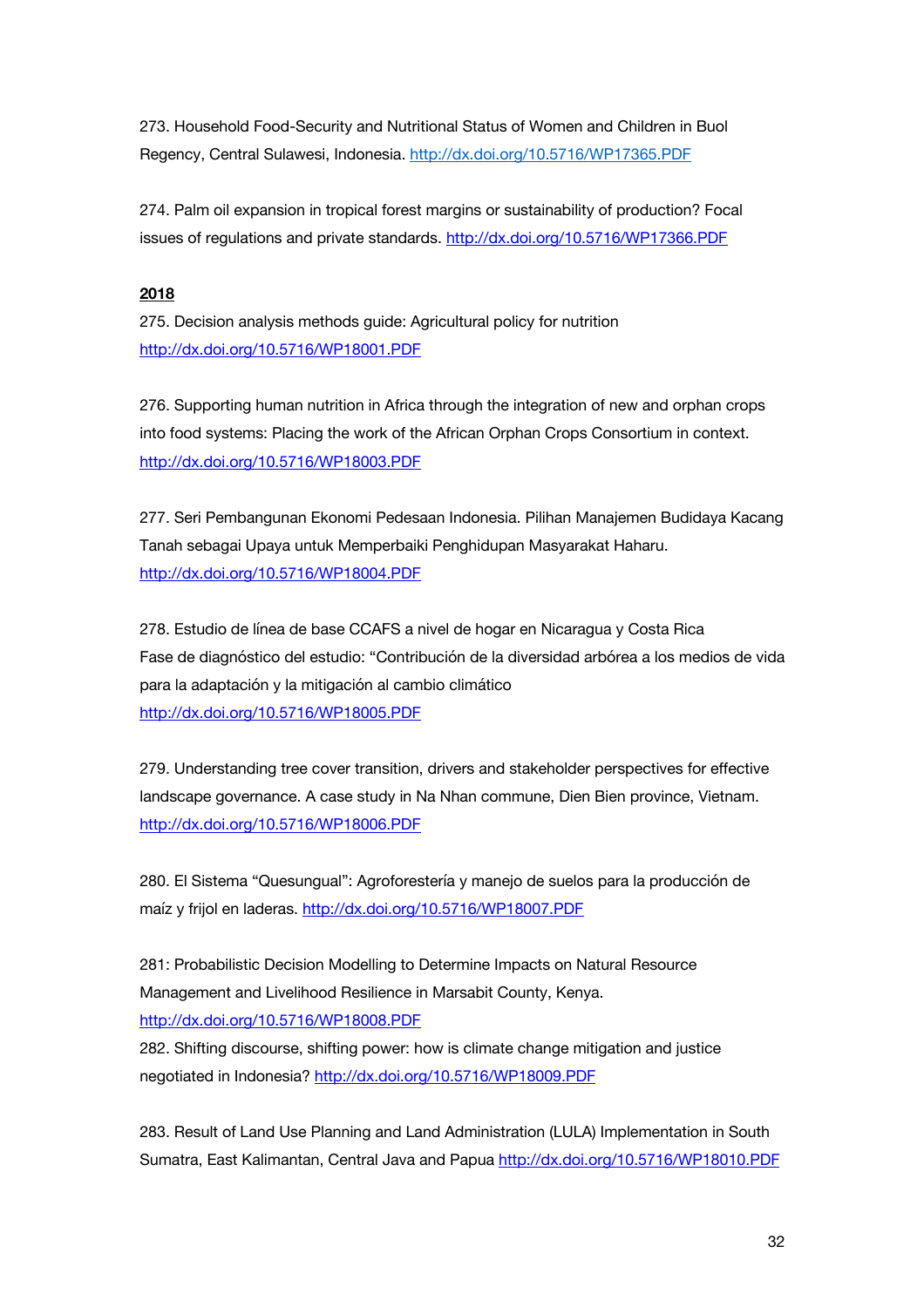273. Household Food-Security and Nutritional Status of Women and Children in Buol Regency, Central Sulawesi, Indonesia. http://dx.doi.org/10.5716/WP17365.PDF

274. Palm oil expansion in tropical forest margins or sustainability of production? Focal issues of regulations and private standards. http://dx.doi.org/10.5716/WP17366.PDF

**2018**

275. Decision analysis methods guide: Agricultural policy for nutrition http://dx.doi.org/10.5716/WP18001.PDF

276. Supporting human nutrition in Africa through the integration of new and orphan crops into food systems: Placing the work of the African Orphan Crops Consortium in context. http://dx.doi.org/10.5716/WP18003.PDF

277. Seri Pembangunan Ekonomi Pedesaan Indonesia. Pilihan Manajemen Budidaya Kacang Tanah sebagai Upaya untuk Memperbaiki Penghidupan Masyarakat Haharu. http://dx.doi.org/10.5716/WP18004.PDF

278. Estudio de línea de base CCAFS a nivel de hogar en Nicaragua y Costa Rica Fase de diagnóstico del estudio: "Contribución de la diversidad arbórea a los medios de vida para la adaptación y la mitigación al cambio climático http://dx.doi.org/10.5716/WP18005.PDF

279. Understanding tree cover transition, drivers and stakeholder perspectives for effective landscape governance. A case study in Na Nhan commune, Dien Bien province, Vietnam. http://dx.doi.org/10.5716/WP18006.PDF

280. El Sistema "Quesungual": Agroforestería y manejo de suelos para la producción de maíz y frijol en laderas. http://dx.doi.org/10.5716/WP18007.PDF

281: Probabilistic Decision Modelling to Determine Impacts on Natural Resource Management and Livelihood Resilience in Marsabit County, Kenya. http://dx.doi.org/10.5716/WP18008.PDF

282. Shifting discourse, shifting power: how is climate change mitigation and justice negotiated in Indonesia? http://dx.doi.org/10.5716/WP18009.PDF

283. Result of Land Use Planning and Land Administration (LULA) Implementation in South Sumatra, East Kalimantan, Central Java and Papua http://dx.doi.org/10.5716/WP18010.PDF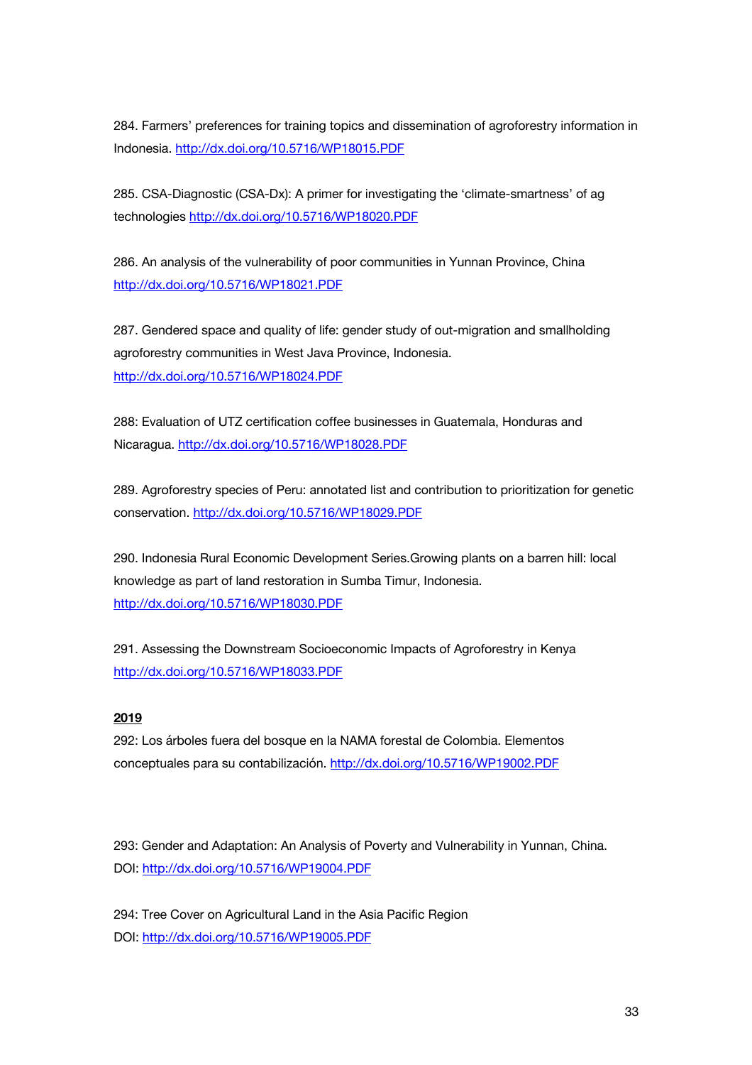284. Farmers' preferences for training topics and dissemination of agroforestry information in Indonesia. http://dx.doi.org/10.5716/WP18015.PDF

285. CSA-Diagnostic (CSA-Dx): A primer for investigating the 'climate-smartness' of ag technologies http://dx.doi.org/10.5716/WP18020.PDF

286. An analysis of the vulnerability of poor communities in Yunnan Province, China http://dx.doi.org/10.5716/WP18021.PDF

287. Gendered space and quality of life: gender study of out-migration and smallholding agroforestry communities in West Java Province, Indonesia. http://dx.doi.org/10.5716/WP18024.PDF

288: Evaluation of UTZ certification coffee businesses in Guatemala, Honduras and Nicaragua. http://dx.doi.org/10.5716/WP18028.PDF

289. Agroforestry species of Peru: annotated list and contribution to prioritization for genetic conservation. http://dx.doi.org/10.5716/WP18029.PDF

290. Indonesia Rural Economic Development Series.Growing plants on a barren hill: local knowledge as part of land restoration in Sumba Timur, Indonesia. http://dx.doi.org/10.5716/WP18030.PDF

291. Assessing the Downstream Socioeconomic Impacts of Agroforestry in Kenya http://dx.doi.org/10.5716/WP18033.PDF

**2019**

292: Los árboles fuera del bosque en la NAMA forestal de Colombia. Elementos conceptuales para su contabilización. http://dx.doi.org/10.5716/WP19002.PDF

293: Gender and Adaptation: An Analysis of Poverty and Vulnerability in Yunnan, China. DOI: http://dx.doi.org/10.5716/WP19004.PDF

294: Tree Cover on Agricultural Land in the Asia Pacific Region DOI: http://dx.doi.org/10.5716/WP19005.PDF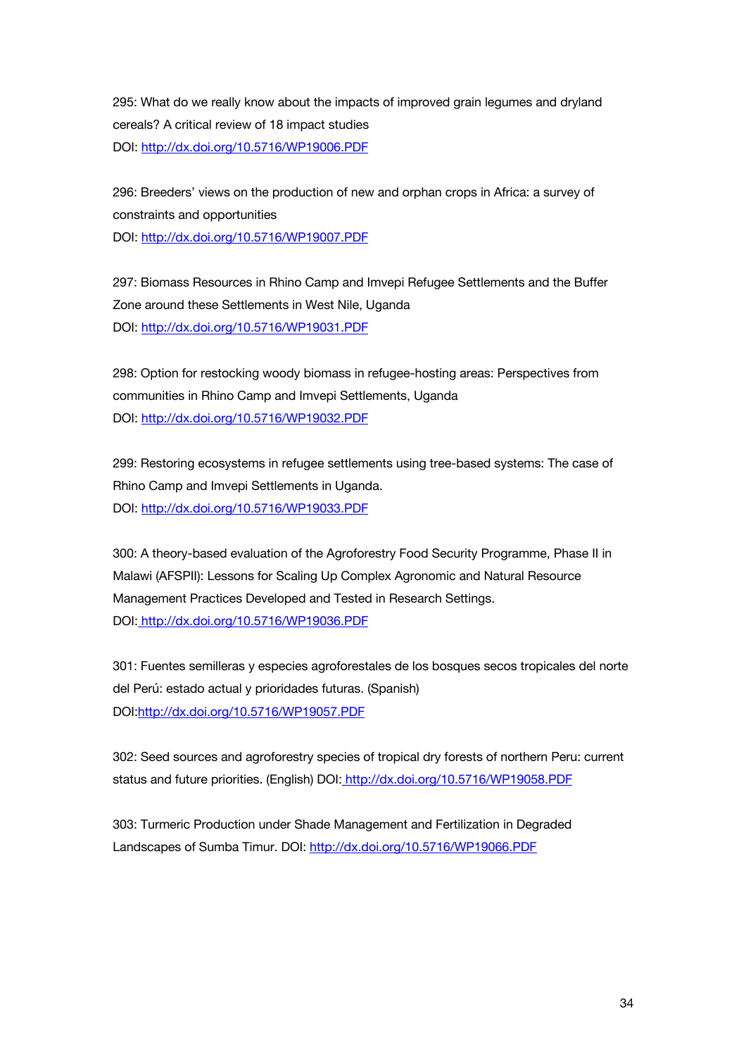295: What do we really know about the impacts of improved grain legumes and dryland cereals? A critical review of 18 impact studies
DOI: http://dx.doi.org/10.5716/WP19006.PDF

296: Breeders' views on the production of new and orphan crops in Africa: a survey of constraints and opportunities
DOI: http://dx.doi.org/10.5716/WP19007.PDF

297: Biomass Resources in Rhino Camp and Imvepi Refugee Settlements and the Buffer Zone around these Settlements in West Nile, Uganda
DOI: http://dx.doi.org/10.5716/WP19031.PDF

298: Option for restocking woody biomass in refugee-hosting areas: Perspectives from communities in Rhino Camp and Imvepi Settlements, Uganda
DOI: http://dx.doi.org/10.5716/WP19032.PDF

299: Restoring ecosystems in refugee settlements using tree-based systems: The case of Rhino Camp and Imvepi Settlements in Uganda.
DOI: http://dx.doi.org/10.5716/WP19033.PDF

300: A theory-based evaluation of the Agroforestry Food Security Programme, Phase II in Malawi (AFSPII): Lessons for Scaling Up Complex Agronomic and Natural Resource Management Practices Developed and Tested in Research Settings.
DOI: http://dx.doi.org/10.5716/WP19036.PDF

301: Fuentes semilleras y especies agroforestales de los bosques secos tropicales del norte del Perú: estado actual y prioridades futuras. (Spanish)
DOI:http://dx.doi.org/10.5716/WP19057.PDF

302: Seed sources and agroforestry species of tropical dry forests of northern Peru: current status and future priorities. (English) DOI: http://dx.doi.org/10.5716/WP19058.PDF

303: Turmeric Production under Shade Management and Fertilization in Degraded Landscapes of Sumba Timur. DOI: http://dx.doi.org/10.5716/WP19066.PDF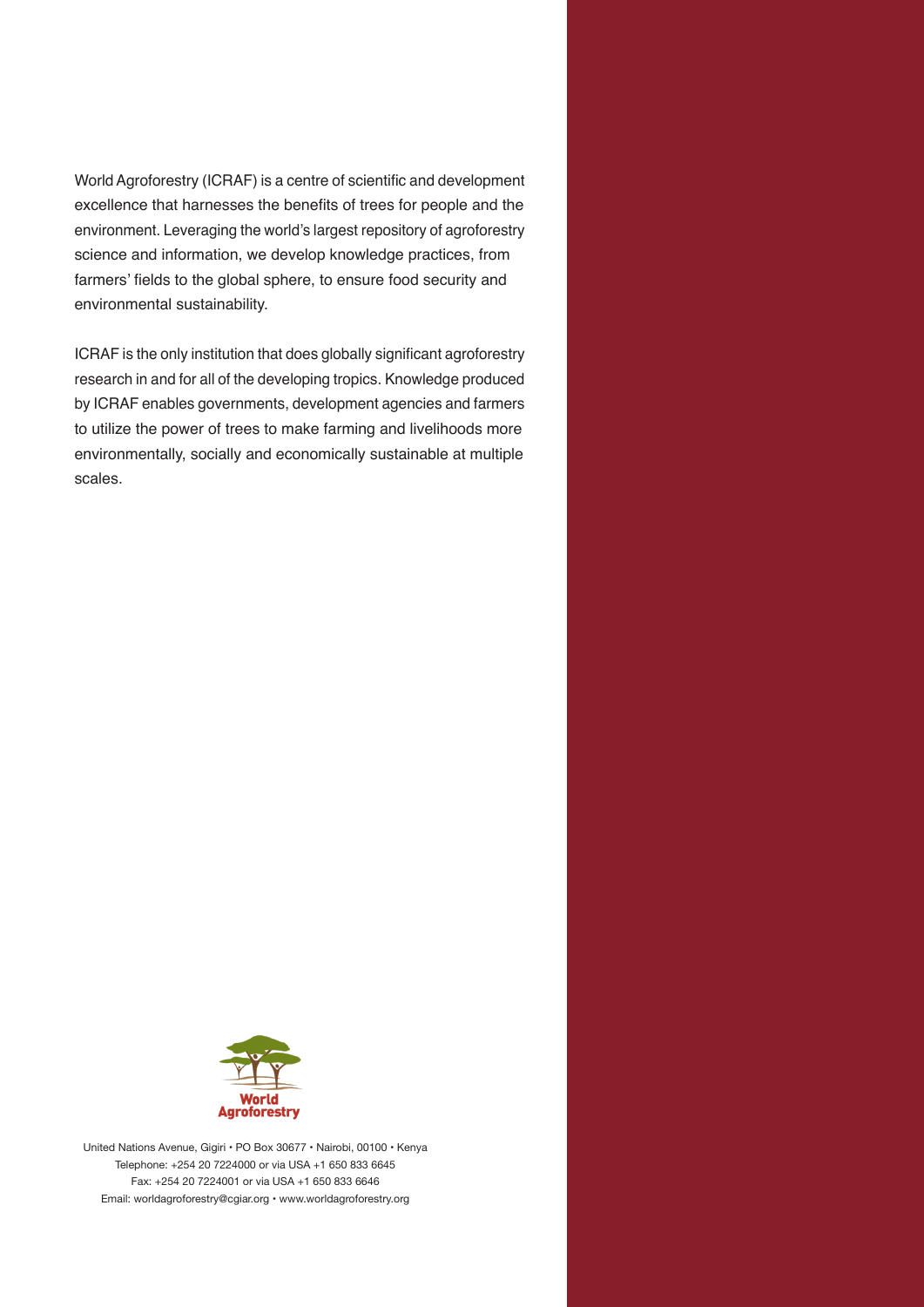World Agroforestry (ICRAF) is a centre of scientific and development excellence that harnesses the benefits of trees for people and the environment. Leveraging the world's largest repository of agroforestry science and information, we develop knowledge practices, from farmers' fields to the global sphere, to ensure food security and environmental sustainability.

ICRAF is the only institution that does globally significant agroforestry research in and for all of the developing tropics. Knowledge produced by ICRAF enables governments, development agencies and farmers to utilize the power of trees to make farming and livelihoods more environmentally, socially and economically sustainable at multiple scales.

World Agroforestry

United Nations Avenue, Gigiri • PO Box 30677 • Nairobi, 00100 • Kenya
Telephone: +254 20 7224000 or via USA +1 650 833 6645
Fax: +254 20 7224001 or via USA +1 650 833 6646
Email: worldagroforestry@cgiar.org • www.worldagroforestry.org